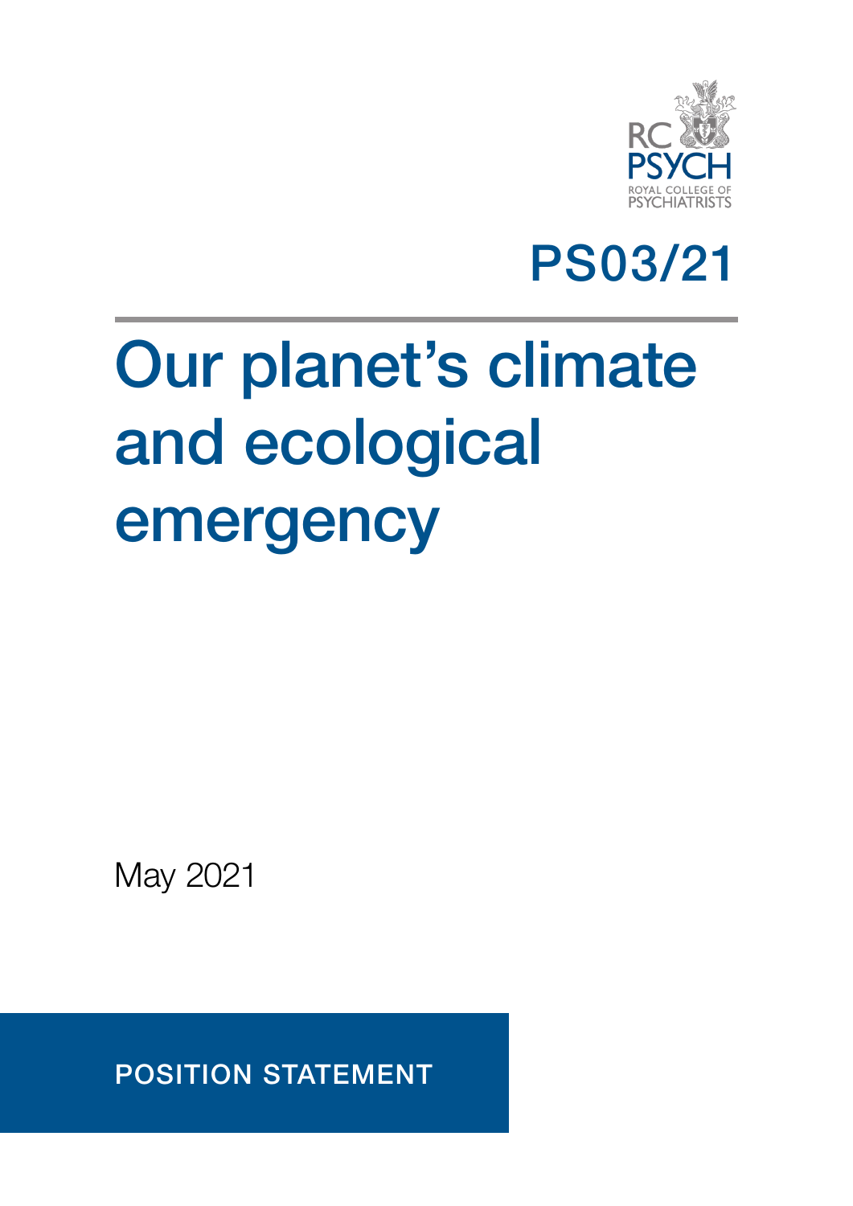RC PSYCH
ROYAL COLLEGE OF PSYCHIATRISTS

PS03/21

# Our planet's climate and ecological emergency

May 2021

POSITION STATEMENT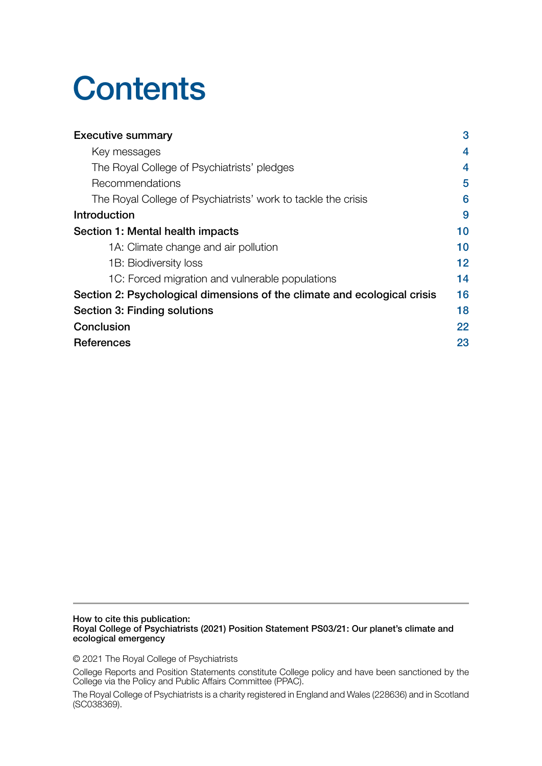# Contents

| | |
|---|---|
| **Executive summary** | 3 |
| Key messages | 4 |
| The Royal College of Psychiatrists' pledges | 4 |
| Recommendations | 5 |
| The Royal College of Psychiatrists' work to tackle the crisis | 6 |
| **Introduction** | 9 |
| **Section 1: Mental health impacts** | 10 |
| 1A: Climate change and air pollution | 10 |
| 1B: Biodiversity loss | 12 |
| 1C: Forced migration and vulnerable populations | 14 |
| **Section 2: Psychological dimensions of the climate and ecological crisis** | 16 |
| **Section 3: Finding solutions** | 18 |
| **Conclusion** | 22 |
| **References** | 23 |

**How to cite this publication:**
**Royal College of Psychiatrists (2021) Position Statement PS03/21: Our planet's climate and ecological emergency**

© 2021 The Royal College of Psychiatrists

College Reports and Position Statements constitute College policy and have been sanctioned by the College via the Policy and Public Affairs Committee (PPAC).

The Royal College of Psychiatrists is a charity registered in England and Wales (228636) and in Scotland (SC038369).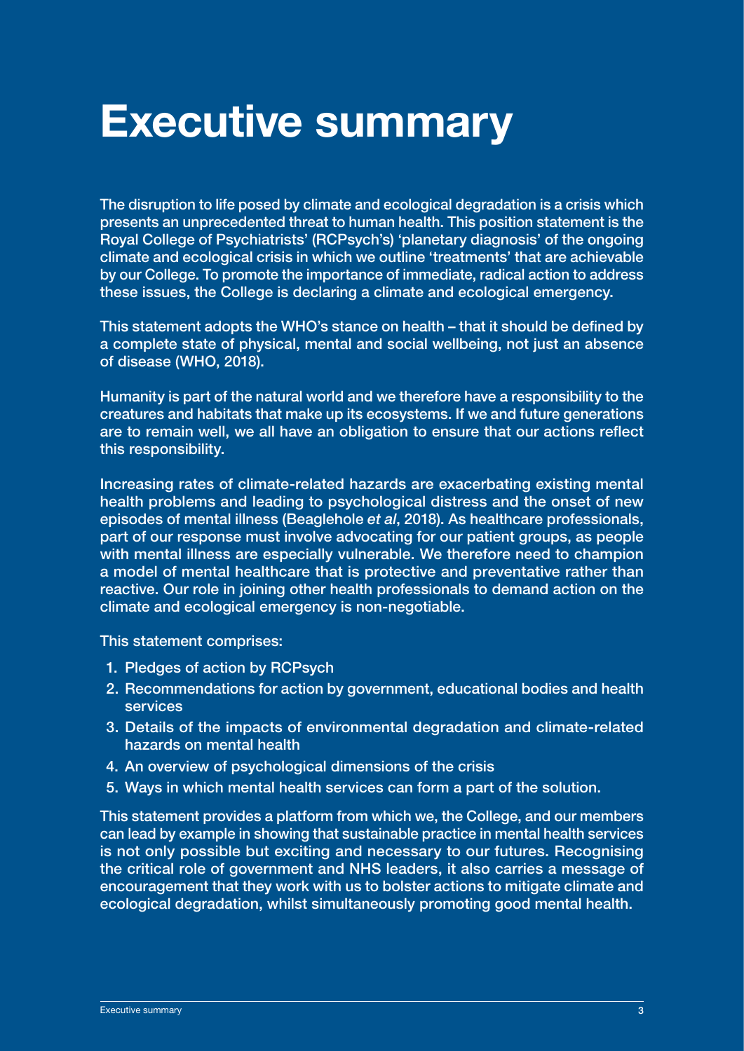# Executive summary

The disruption to life posed by climate and ecological degradation is a crisis which presents an unprecedented threat to human health. This position statement is the Royal College of Psychiatrists' (RCPsych's) 'planetary diagnosis' of the ongoing climate and ecological crisis in which we outline 'treatments' that are achievable by our College. To promote the importance of immediate, radical action to address these issues, the College is declaring a climate and ecological emergency.

This statement adopts the WHO's stance on health – that it should be defined by a complete state of physical, mental and social wellbeing, not just an absence of disease (WHO, 2018).

Humanity is part of the natural world and we therefore have a responsibility to the creatures and habitats that make up its ecosystems. If we and future generations are to remain well, we all have an obligation to ensure that our actions reflect this responsibility.

Increasing rates of climate-related hazards are exacerbating existing mental health problems and leading to psychological distress and the onset of new episodes of mental illness (Beaglehole *et al*, 2018). As healthcare professionals, part of our response must involve advocating for our patient groups, as people with mental illness are especially vulnerable. We therefore need to champion a model of mental healthcare that is protective and preventative rather than reactive. Our role in joining other health professionals to demand action on the climate and ecological emergency is non-negotiable.

This statement comprises:

1. Pledges of action by RCPsych
2. Recommendations for action by government, educational bodies and health services
3. Details of the impacts of environmental degradation and climate-related hazards on mental health
4. An overview of psychological dimensions of the crisis
5. Ways in which mental health services can form a part of the solution.

This statement provides a platform from which we, the College, and our members can lead by example in showing that sustainable practice in mental health services is not only possible but exciting and necessary to our futures. Recognising the critical role of government and NHS leaders, it also carries a message of encouragement that they work with us to bolster actions to mitigate climate and ecological degradation, whilst simultaneously promoting good mental health.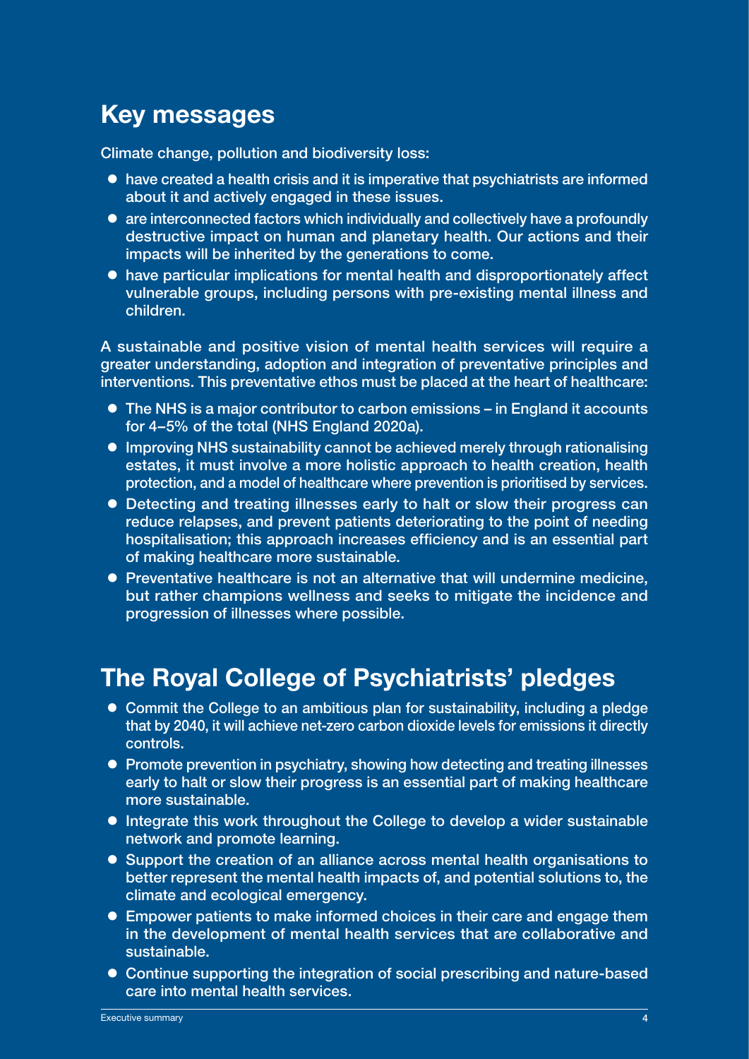## Key messages

Climate change, pollution and biodiversity loss:

- have created a health crisis and it is imperative that psychiatrists are informed about it and actively engaged in these issues.
- are interconnected factors which individually and collectively have a profoundly destructive impact on human and planetary health. Our actions and their impacts will be inherited by the generations to come.
- have particular implications for mental health and disproportionately affect vulnerable groups, including persons with pre-existing mental illness and children.

A sustainable and positive vision of mental health services will require a greater understanding, adoption and integration of preventative principles and interventions. This preventative ethos must be placed at the heart of healthcare:

- The NHS is a major contributor to carbon emissions – in England it accounts for 4–5% of the total (NHS England 2020a).
- Improving NHS sustainability cannot be achieved merely through rationalising estates, it must involve a more holistic approach to health creation, health protection, and a model of healthcare where prevention is prioritised by services.
- Detecting and treating illnesses early to halt or slow their progress can reduce relapses, and prevent patients deteriorating to the point of needing hospitalisation; this approach increases efficiency and is an essential part of making healthcare more sustainable.
- Preventative healthcare is not an alternative that will undermine medicine, but rather champions wellness and seeks to mitigate the incidence and progression of illnesses where possible.

## The Royal College of Psychiatrists' pledges

- Commit the College to an ambitious plan for sustainability, including a pledge that by 2040, it will achieve net-zero carbon dioxide levels for emissions it directly controls.
- Promote prevention in psychiatry, showing how detecting and treating illnesses early to halt or slow their progress is an essential part of making healthcare more sustainable.
- Integrate this work throughout the College to develop a wider sustainable network and promote learning.
- Support the creation of an alliance across mental health organisations to better represent the mental health impacts of, and potential solutions to, the climate and ecological emergency.
- Empower patients to make informed choices in their care and engage them in the development of mental health services that are collaborative and sustainable.
- Continue supporting the integration of social prescribing and nature-based care into mental health services.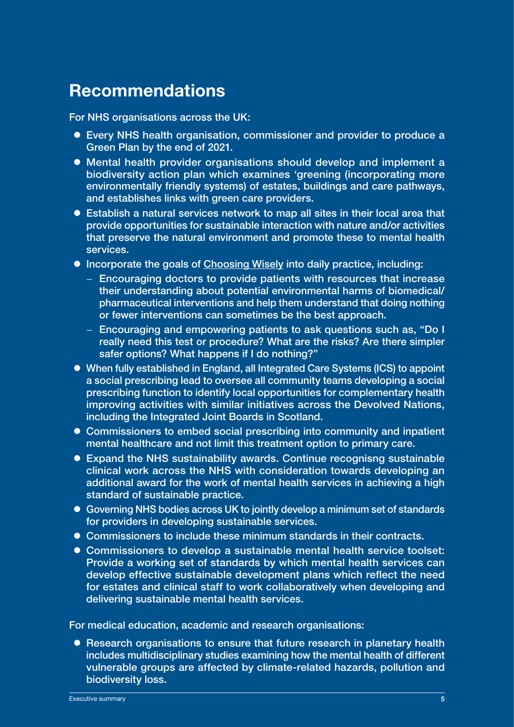## Recommendations

For NHS organisations across the UK:

- Every NHS health organisation, commissioner and provider to produce a Green Plan by the end of 2021.
- Mental health provider organisations should develop and implement a biodiversity action plan which examines 'greening (incorporating more environmentally friendly systems) of estates, buildings and care pathways, and establishes links with green care providers.
- Establish a natural services network to map all sites in their local area that provide opportunities for sustainable interaction with nature and/or activities that preserve the natural environment and promote these to mental health services.
- Incorporate the goals of Choosing Wisely into daily practice, including:
  - Encouraging doctors to provide patients with resources that increase their understanding about potential environmental harms of biomedical/pharmaceutical interventions and help them understand that doing nothing or fewer interventions can sometimes be the best approach.
  - Encouraging and empowering patients to ask questions such as, "Do I really need this test or procedure? What are the risks? Are there simpler safer options? What happens if I do nothing?"
- When fully established in England, all Integrated Care Systems (ICS) to appoint a social prescribing lead to oversee all community teams developing a social prescribing function to identify local opportunities for complementary health improving activities with similar initiatives across the Devolved Nations, including the Integrated Joint Boards in Scotland.
- Commissioners to embed social prescribing into community and inpatient mental healthcare and not limit this treatment option to primary care.
- Expand the NHS sustainability awards. Continue recognisng sustainable clinical work across the NHS with consideration towards developing an additional award for the work of mental health services in achieving a high standard of sustainable practice.
- Governing NHS bodies across UK to jointly develop a minimum set of standards for providers in developing sustainable services.
- Commissioners to include these minimum standards in their contracts.
- Commissioners to develop a sustainable mental health service toolset: Provide a working set of standards by which mental health services can develop effective sustainable development plans which reflect the need for estates and clinical staff to work collaboratively when developing and delivering sustainable mental health services.

For medical education, academic and research organisations:

- Research organisations to ensure that future research in planetary health includes multidisciplinary studies examining how the mental health of different vulnerable groups are affected by climate-related hazards, pollution and biodiversity loss.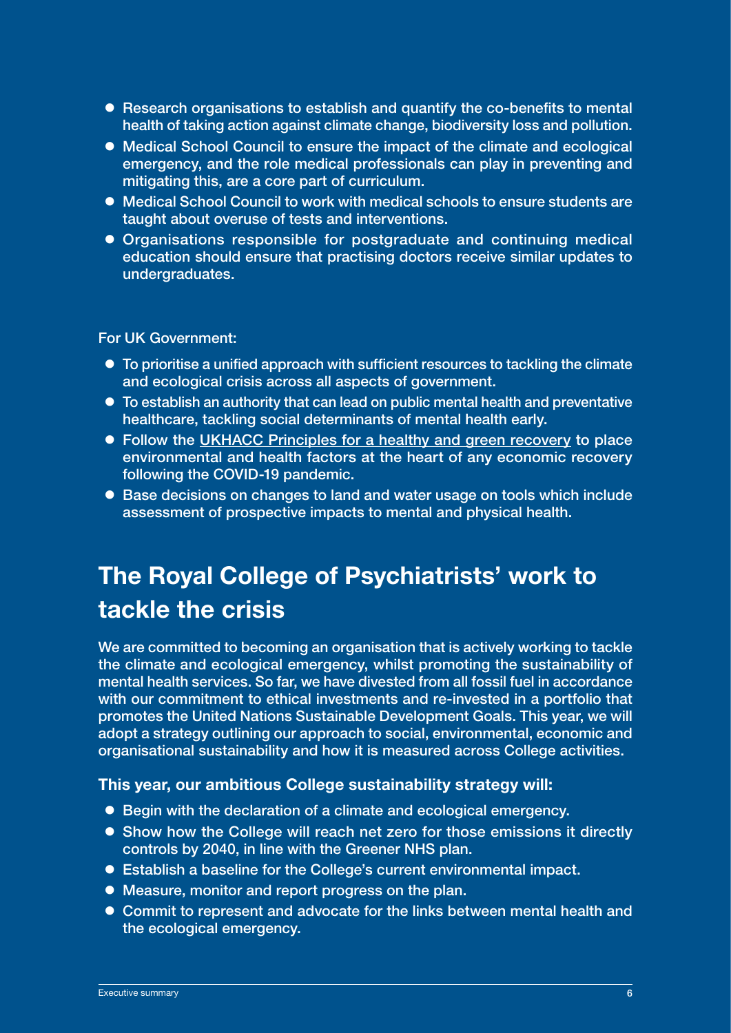- Research organisations to establish and quantify the co-benefits to mental health of taking action against climate change, biodiversity loss and pollution.
- Medical School Council to ensure the impact of the climate and ecological emergency, and the role medical professionals can play in preventing and mitigating this, are a core part of curriculum.
- Medical School Council to work with medical schools to ensure students are taught about overuse of tests and interventions.
- Organisations responsible for postgraduate and continuing medical education should ensure that practising doctors receive similar updates to undergraduates.

For UK Government:

- To prioritise a unified approach with sufficient resources to tackling the climate and ecological crisis across all aspects of government.
- To establish an authority that can lead on public mental health and preventative healthcare, tackling social determinants of mental health early.
- Follow the UKHACC Principles for a healthy and green recovery to place environmental and health factors at the heart of any economic recovery following the COVID-19 pandemic.
- Base decisions on changes to land and water usage on tools which include assessment of prospective impacts to mental and physical health.

## The Royal College of Psychiatrists' work to tackle the crisis

We are committed to becoming an organisation that is actively working to tackle the climate and ecological emergency, whilst promoting the sustainability of mental health services. So far, we have divested from all fossil fuel in accordance with our commitment to ethical investments and re-invested in a portfolio that promotes the United Nations Sustainable Development Goals. This year, we will adopt a strategy outlining our approach to social, environmental, economic and organisational sustainability and how it is measured across College activities.

### This year, our ambitious College sustainability strategy will:

- Begin with the declaration of a climate and ecological emergency.
- Show how the College will reach net zero for those emissions it directly controls by 2040, in line with the Greener NHS plan.
- Establish a baseline for the College's current environmental impact.
- Measure, monitor and report progress on the plan.
- Commit to represent and advocate for the links between mental health and the ecological emergency.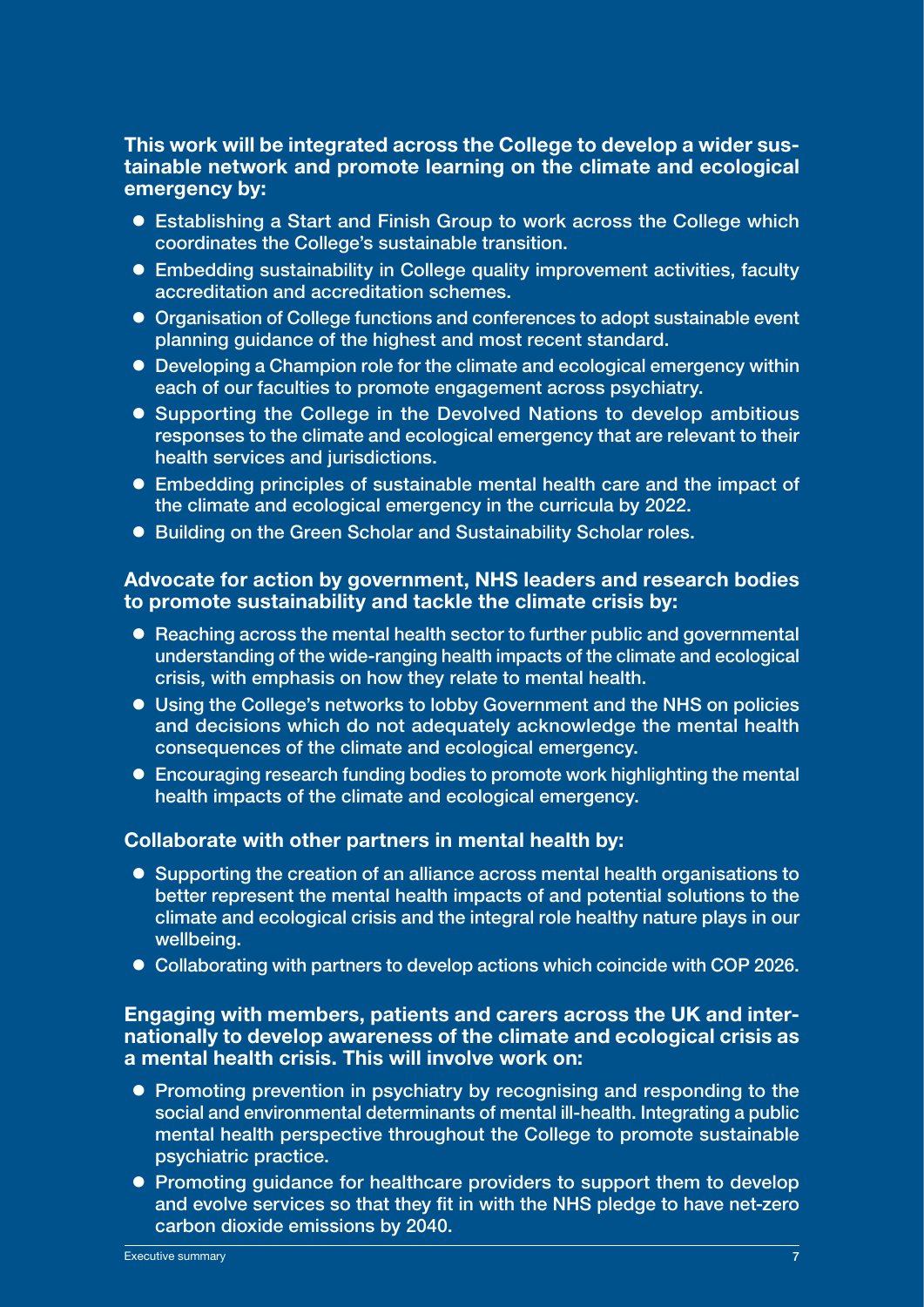**This work will be integrated across the College to develop a wider sustainable network and promote learning on the climate and ecological emergency by:**

- Establishing a Start and Finish Group to work across the College which coordinates the College's sustainable transition.
- Embedding sustainability in College quality improvement activities, faculty accreditation and accreditation schemes.
- Organisation of College functions and conferences to adopt sustainable event planning guidance of the highest and most recent standard.
- Developing a Champion role for the climate and ecological emergency within each of our faculties to promote engagement across psychiatry.
- Supporting the College in the Devolved Nations to develop ambitious responses to the climate and ecological emergency that are relevant to their health services and jurisdictions.
- Embedding principles of sustainable mental health care and the impact of the climate and ecological emergency in the curricula by 2022.
- Building on the Green Scholar and Sustainability Scholar roles.

**Advocate for action by government, NHS leaders and research bodies to promote sustainability and tackle the climate crisis by:**

- Reaching across the mental health sector to further public and governmental understanding of the wide-ranging health impacts of the climate and ecological crisis, with emphasis on how they relate to mental health.
- Using the College's networks to lobby Government and the NHS on policies and decisions which do not adequately acknowledge the mental health consequences of the climate and ecological emergency.
- Encouraging research funding bodies to promote work highlighting the mental health impacts of the climate and ecological emergency.

**Collaborate with other partners in mental health by:**

- Supporting the creation of an alliance across mental health organisations to better represent the mental health impacts of and potential solutions to the climate and ecological crisis and the integral role healthy nature plays in our wellbeing.
- Collaborating with partners to develop actions which coincide with COP 2026.

**Engaging with members, patients and carers across the UK and internationally to develop awareness of the climate and ecological crisis as a mental health crisis. This will involve work on:**

- Promoting prevention in psychiatry by recognising and responding to the social and environmental determinants of mental ill-health. Integrating a public mental health perspective throughout the College to promote sustainable psychiatric practice.
- Promoting guidance for healthcare providers to support them to develop and evolve services so that they fit in with the NHS pledge to have net-zero carbon dioxide emissions by 2040.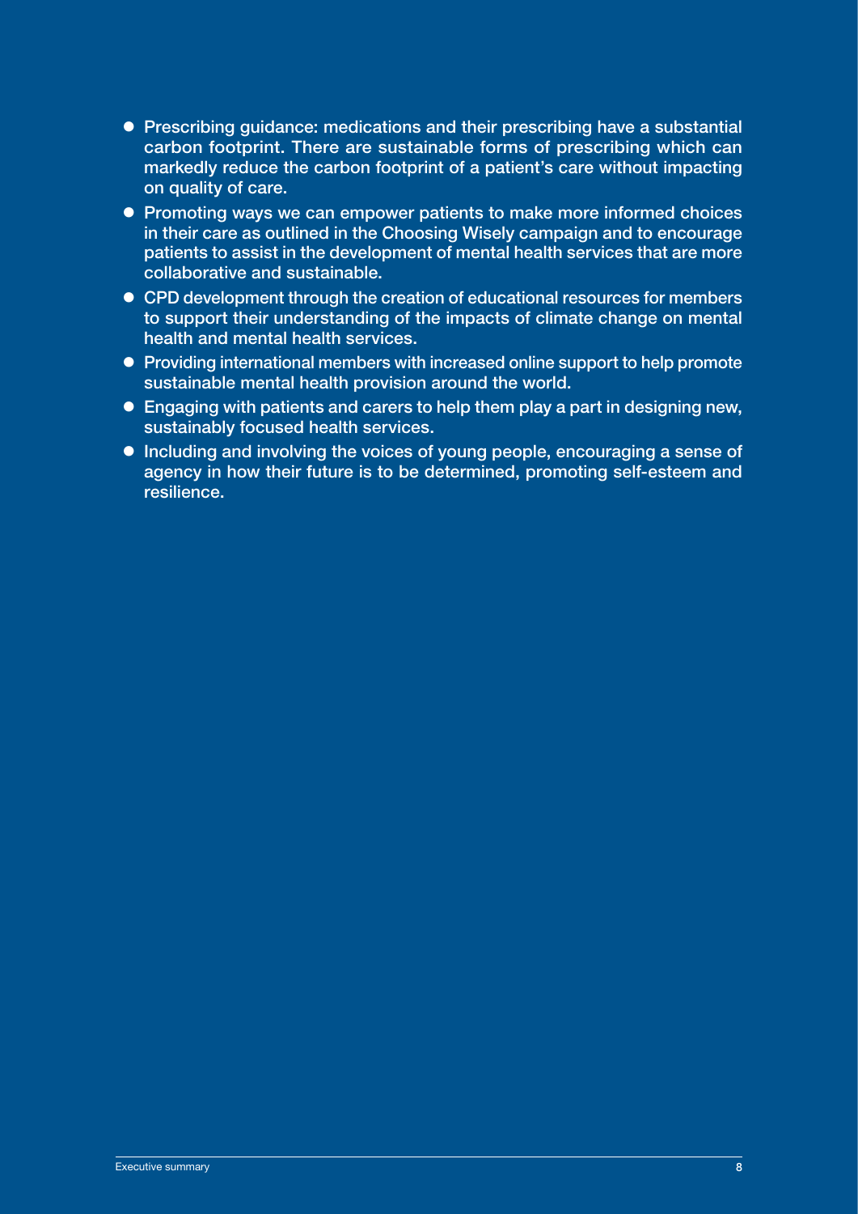- Prescribing guidance: medications and their prescribing have a substantial carbon footprint. There are sustainable forms of prescribing which can markedly reduce the carbon footprint of a patient's care without impacting on quality of care.
- Promoting ways we can empower patients to make more informed choices in their care as outlined in the Choosing Wisely campaign and to encourage patients to assist in the development of mental health services that are more collaborative and sustainable.
- CPD development through the creation of educational resources for members to support their understanding of the impacts of climate change on mental health and mental health services.
- Providing international members with increased online support to help promote sustainable mental health provision around the world.
- Engaging with patients and carers to help them play a part in designing new, sustainably focused health services.
- Including and involving the voices of young people, encouraging a sense of agency in how their future is to be determined, promoting self-esteem and resilience.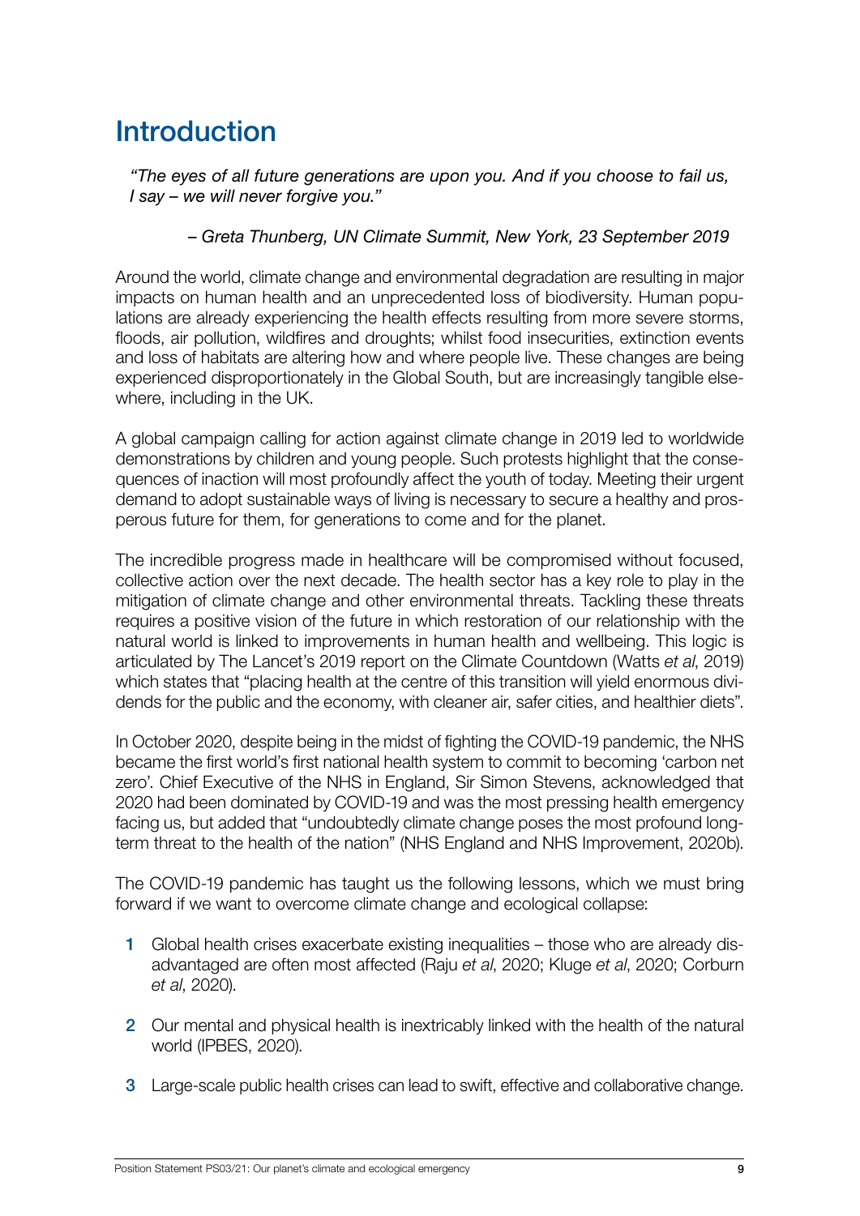# Introduction

*"The eyes of all future generations are upon you. And if you choose to fail us, I say – we will never forgive you."*

*– Greta Thunberg, UN Climate Summit, New York, 23 September 2019*

Around the world, climate change and environmental degradation are resulting in major impacts on human health and an unprecedented loss of biodiversity. Human populations are already experiencing the health effects resulting from more severe storms, floods, air pollution, wildfires and droughts; whilst food insecurities, extinction events and loss of habitats are altering how and where people live. These changes are being experienced disproportionately in the Global South, but are increasingly tangible elsewhere, including in the UK.

A global campaign calling for action against climate change in 2019 led to worldwide demonstrations by children and young people. Such protests highlight that the consequences of inaction will most profoundly affect the youth of today. Meeting their urgent demand to adopt sustainable ways of living is necessary to secure a healthy and prosperous future for them, for generations to come and for the planet.

The incredible progress made in healthcare will be compromised without focused, collective action over the next decade. The health sector has a key role to play in the mitigation of climate change and other environmental threats. Tackling these threats requires a positive vision of the future in which restoration of our relationship with the natural world is linked to improvements in human health and wellbeing. This logic is articulated by The Lancet's 2019 report on the Climate Countdown (Watts *et al*, 2019) which states that "placing health at the centre of this transition will yield enormous dividends for the public and the economy, with cleaner air, safer cities, and healthier diets".

In October 2020, despite being in the midst of fighting the COVID-19 pandemic, the NHS became the first world's first national health system to commit to becoming 'carbon net zero'. Chief Executive of the NHS in England, Sir Simon Stevens, acknowledged that 2020 had been dominated by COVID-19 and was the most pressing health emergency facing us, but added that "undoubtedly climate change poses the most profound long-term threat to the health of the nation" (NHS England and NHS Improvement, 2020b).

The COVID-19 pandemic has taught us the following lessons, which we must bring forward if we want to overcome climate change and ecological collapse:

1. Global health crises exacerbate existing inequalities – those who are already disadvantaged are often most affected (Raju *et al*, 2020; Kluge *et al*, 2020; Corburn *et al*, 2020).
2. Our mental and physical health is inextricably linked with the health of the natural world (IPBES, 2020).
3. Large-scale public health crises can lead to swift, effective and collaborative change.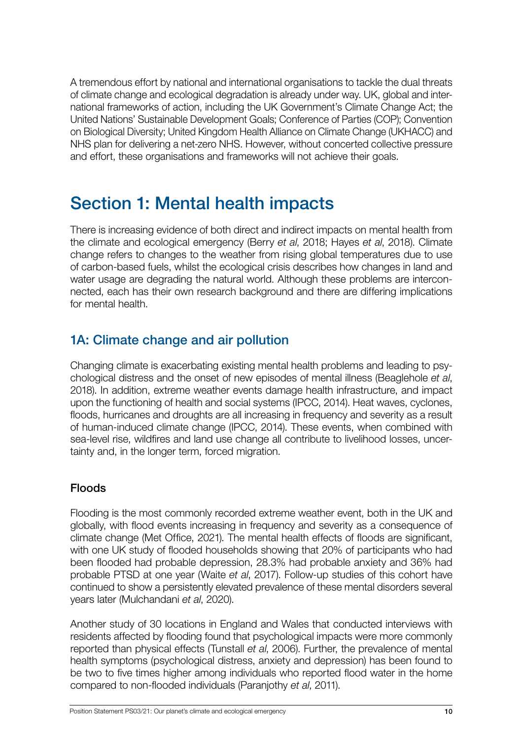A tremendous effort by national and international organisations to tackle the dual threats of climate change and ecological degradation is already under way. UK, global and international frameworks of action, including the UK Government's Climate Change Act; the United Nations' Sustainable Development Goals; Conference of Parties (COP); Convention on Biological Diversity; United Kingdom Health Alliance on Climate Change (UKHACC) and NHS plan for delivering a net-zero NHS. However, without concerted collective pressure and effort, these organisations and frameworks will not achieve their goals.

# Section 1: Mental health impacts

There is increasing evidence of both direct and indirect impacts on mental health from the climate and ecological emergency (Berry *et al*, 2018; Hayes *et al*, 2018). Climate change refers to changes to the weather from rising global temperatures due to use of carbon-based fuels, whilst the ecological crisis describes how changes in land and water usage are degrading the natural world. Although these problems are interconnected, each has their own research background and there are differing implications for mental health.

## 1A: Climate change and air pollution

Changing climate is exacerbating existing mental health problems and leading to psychological distress and the onset of new episodes of mental illness (Beaglehole *et al*, 2018). In addition, extreme weather events damage health infrastructure, and impact upon the functioning of health and social systems (IPCC, 2014). Heat waves, cyclones, floods, hurricanes and droughts are all increasing in frequency and severity as a result of human-induced climate change (IPCC, 2014). These events, when combined with sea-level rise, wildfires and land use change all contribute to livelihood losses, uncertainty and, in the longer term, forced migration.

### Floods

Flooding is the most commonly recorded extreme weather event, both in the UK and globally, with flood events increasing in frequency and severity as a consequence of climate change (Met Office, 2021). The mental health effects of floods are significant, with one UK study of flooded households showing that 20% of participants who had been flooded had probable depression, 28.3% had probable anxiety and 36% had probable PTSD at one year (Waite *et al*, 2017). Follow-up studies of this cohort have continued to show a persistently elevated prevalence of these mental disorders several years later (Mulchandani *et al*, 2020).

Another study of 30 locations in England and Wales that conducted interviews with residents affected by flooding found that psychological impacts were more commonly reported than physical effects (Tunstall *et al*, 2006). Further, the prevalence of mental health symptoms (psychological distress, anxiety and depression) has been found to be two to five times higher among individuals who reported flood water in the home compared to non-flooded individuals (Paranjothy *et al*, 2011).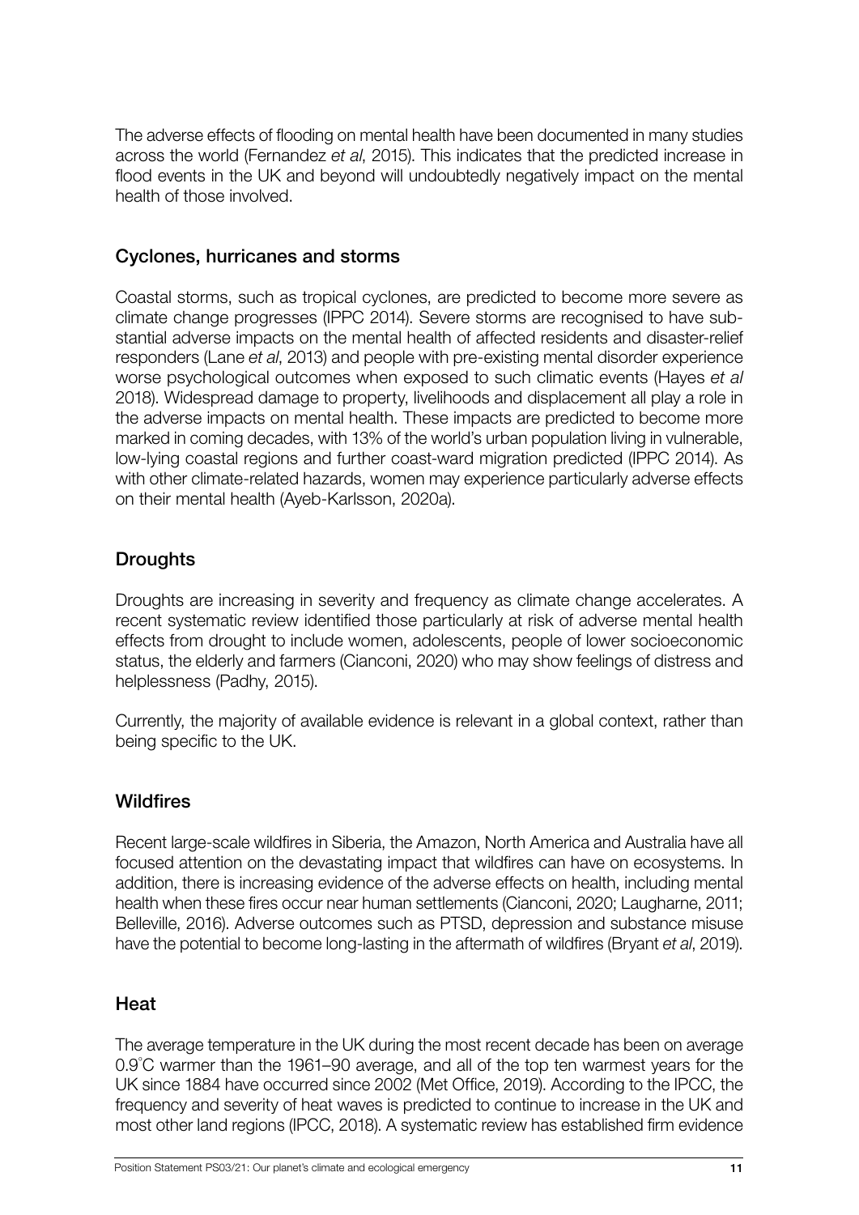The adverse effects of flooding on mental health have been documented in many studies across the world (Fernandez *et al*, 2015). This indicates that the predicted increase in flood events in the UK and beyond will undoubtedly negatively impact on the mental health of those involved.

## Cyclones, hurricanes and storms

Coastal storms, such as tropical cyclones, are predicted to become more severe as climate change progresses (IPPC 2014). Severe storms are recognised to have substantial adverse impacts on the mental health of affected residents and disaster-relief responders (Lane *et al*, 2013) and people with pre-existing mental disorder experience worse psychological outcomes when exposed to such climatic events (Hayes *et al* 2018). Widespread damage to property, livelihoods and displacement all play a role in the adverse impacts on mental health. These impacts are predicted to become more marked in coming decades, with 13% of the world's urban population living in vulnerable, low-lying coastal regions and further coast-ward migration predicted (IPPC 2014). As with other climate-related hazards, women may experience particularly adverse effects on their mental health (Ayeb-Karlsson, 2020a).

## Droughts

Droughts are increasing in severity and frequency as climate change accelerates. A recent systematic review identified those particularly at risk of adverse mental health effects from drought to include women, adolescents, people of lower socioeconomic status, the elderly and farmers (Cianconi, 2020) who may show feelings of distress and helplessness (Padhy, 2015).

Currently, the majority of available evidence is relevant in a global context, rather than being specific to the UK.

## Wildfires

Recent large-scale wildfires in Siberia, the Amazon, North America and Australia have all focused attention on the devastating impact that wildfires can have on ecosystems. In addition, there is increasing evidence of the adverse effects on health, including mental health when these fires occur near human settlements (Cianconi, 2020; Laugharne, 2011; Belleville, 2016). Adverse outcomes such as PTSD, depression and substance misuse have the potential to become long-lasting in the aftermath of wildfires (Bryant *et al*, 2019).

## Heat

The average temperature in the UK during the most recent decade has been on average 0.9°C warmer than the 1961–90 average, and all of the top ten warmest years for the UK since 1884 have occurred since 2002 (Met Office, 2019). According to the IPCC, the frequency and severity of heat waves is predicted to continue to increase in the UK and most other land regions (IPCC, 2018). A systematic review has established firm evidence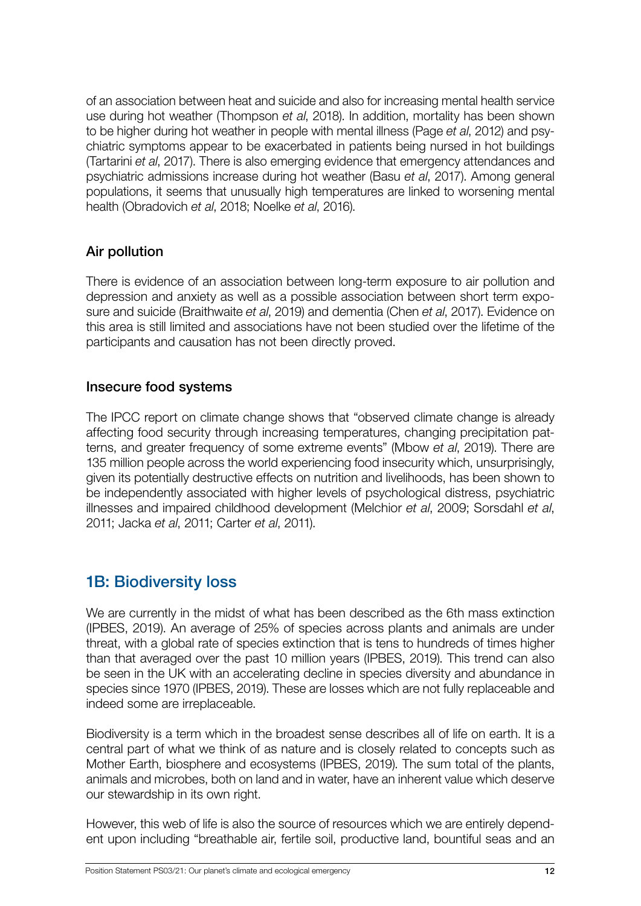of an association between heat and suicide and also for increasing mental health service use during hot weather (Thompson *et al*, 2018). In addition, mortality has been shown to be higher during hot weather in people with mental illness (Page *et al*, 2012) and psychiatric symptoms appear to be exacerbated in patients being nursed in hot buildings (Tartarini *et al*, 2017). There is also emerging evidence that emergency attendances and psychiatric admissions increase during hot weather (Basu *et al*, 2017). Among general populations, it seems that unusually high temperatures are linked to worsening mental health (Obradovich *et al*, 2018; Noelke *et al*, 2016).

### Air pollution

There is evidence of an association between long-term exposure to air pollution and depression and anxiety as well as a possible association between short term exposure and suicide (Braithwaite *et al*, 2019) and dementia (Chen *et al*, 2017). Evidence on this area is still limited and associations have not been studied over the lifetime of the participants and causation has not been directly proved.

### Insecure food systems

The IPCC report on climate change shows that "observed climate change is already affecting food security through increasing temperatures, changing precipitation patterns, and greater frequency of some extreme events" (Mbow *et al*, 2019). There are 135 million people across the world experiencing food insecurity which, unsurprisingly, given its potentially destructive effects on nutrition and livelihoods, has been shown to be independently associated with higher levels of psychological distress, psychiatric illnesses and impaired childhood development (Melchior *et al*, 2009; Sorsdahl *et al*, 2011; Jacka *et al*, 2011; Carter *et al*, 2011).

## 1B: Biodiversity loss

We are currently in the midst of what has been described as the 6th mass extinction (IPBES, 2019). An average of 25% of species across plants and animals are under threat, with a global rate of species extinction that is tens to hundreds of times higher than that averaged over the past 10 million years (IPBES, 2019). This trend can also be seen in the UK with an accelerating decline in species diversity and abundance in species since 1970 (IPBES, 2019). These are losses which are not fully replaceable and indeed some are irreplaceable.

Biodiversity is a term which in the broadest sense describes all of life on earth. It is a central part of what we think of as nature and is closely related to concepts such as Mother Earth, biosphere and ecosystems (IPBES, 2019). The sum total of the plants, animals and microbes, both on land and in water, have an inherent value which deserve our stewardship in its own right.

However, this web of life is also the source of resources which we are entirely dependent upon including "breathable air, fertile soil, productive land, bountiful seas and an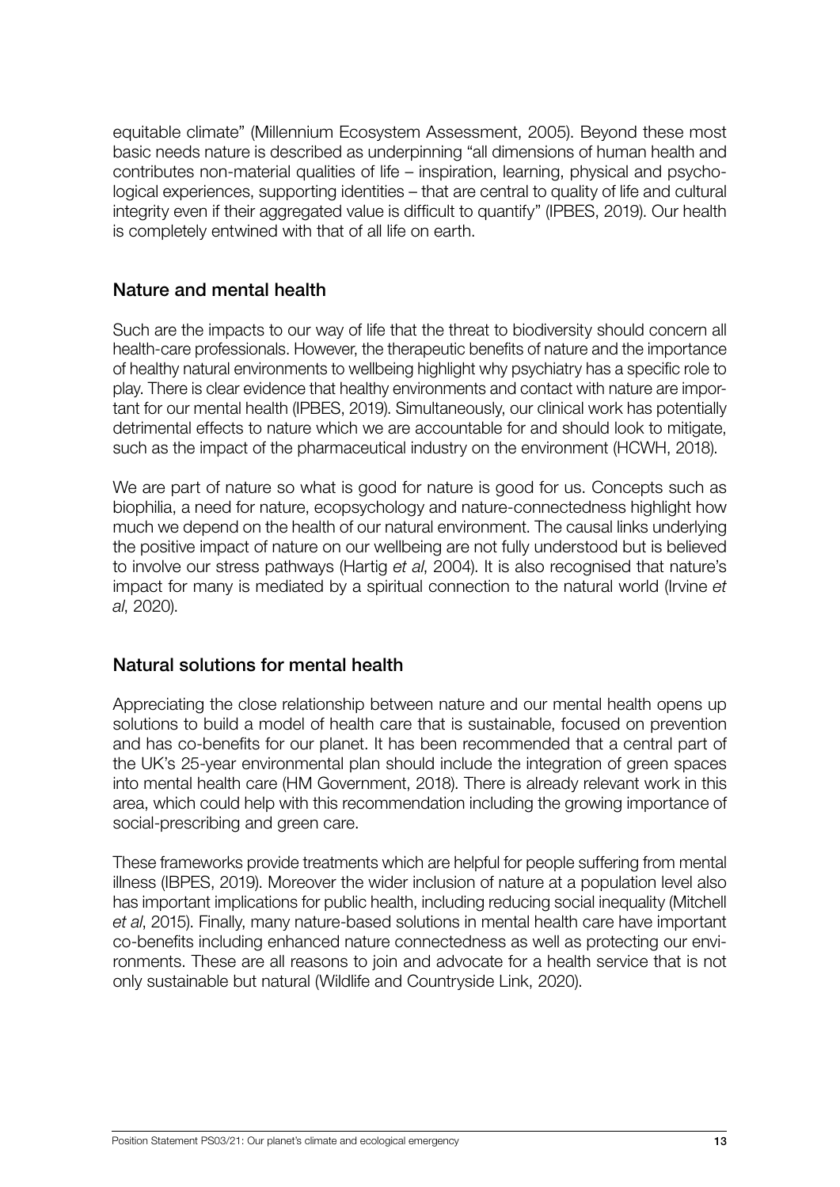equitable climate" (Millennium Ecosystem Assessment, 2005). Beyond these most basic needs nature is described as underpinning "all dimensions of human health and contributes non-material qualities of life – inspiration, learning, physical and psychological experiences, supporting identities – that are central to quality of life and cultural integrity even if their aggregated value is difficult to quantify" (IPBES, 2019). Our health is completely entwined with that of all life on earth.

## Nature and mental health

Such are the impacts to our way of life that the threat to biodiversity should concern all health-care professionals. However, the therapeutic benefits of nature and the importance of healthy natural environments to wellbeing highlight why psychiatry has a specific role to play. There is clear evidence that healthy environments and contact with nature are important for our mental health (IPBES, 2019). Simultaneously, our clinical work has potentially detrimental effects to nature which we are accountable for and should look to mitigate, such as the impact of the pharmaceutical industry on the environment (HCWH, 2018).

We are part of nature so what is good for nature is good for us. Concepts such as biophilia, a need for nature, ecopsychology and nature-connectedness highlight how much we depend on the health of our natural environment. The causal links underlying the positive impact of nature on our wellbeing are not fully understood but is believed to involve our stress pathways (Hartig *et al*, 2004). It is also recognised that nature's impact for many is mediated by a spiritual connection to the natural world (Irvine *et al*, 2020).

## Natural solutions for mental health

Appreciating the close relationship between nature and our mental health opens up solutions to build a model of health care that is sustainable, focused on prevention and has co-benefits for our planet. It has been recommended that a central part of the UK's 25-year environmental plan should include the integration of green spaces into mental health care (HM Government, 2018). There is already relevant work in this area, which could help with this recommendation including the growing importance of social-prescribing and green care.

These frameworks provide treatments which are helpful for people suffering from mental illness (IBPES, 2019). Moreover the wider inclusion of nature at a population level also has important implications for public health, including reducing social inequality (Mitchell *et al*, 2015). Finally, many nature-based solutions in mental health care have important co-benefits including enhanced nature connectedness as well as protecting our environments. These are all reasons to join and advocate for a health service that is not only sustainable but natural (Wildlife and Countryside Link, 2020).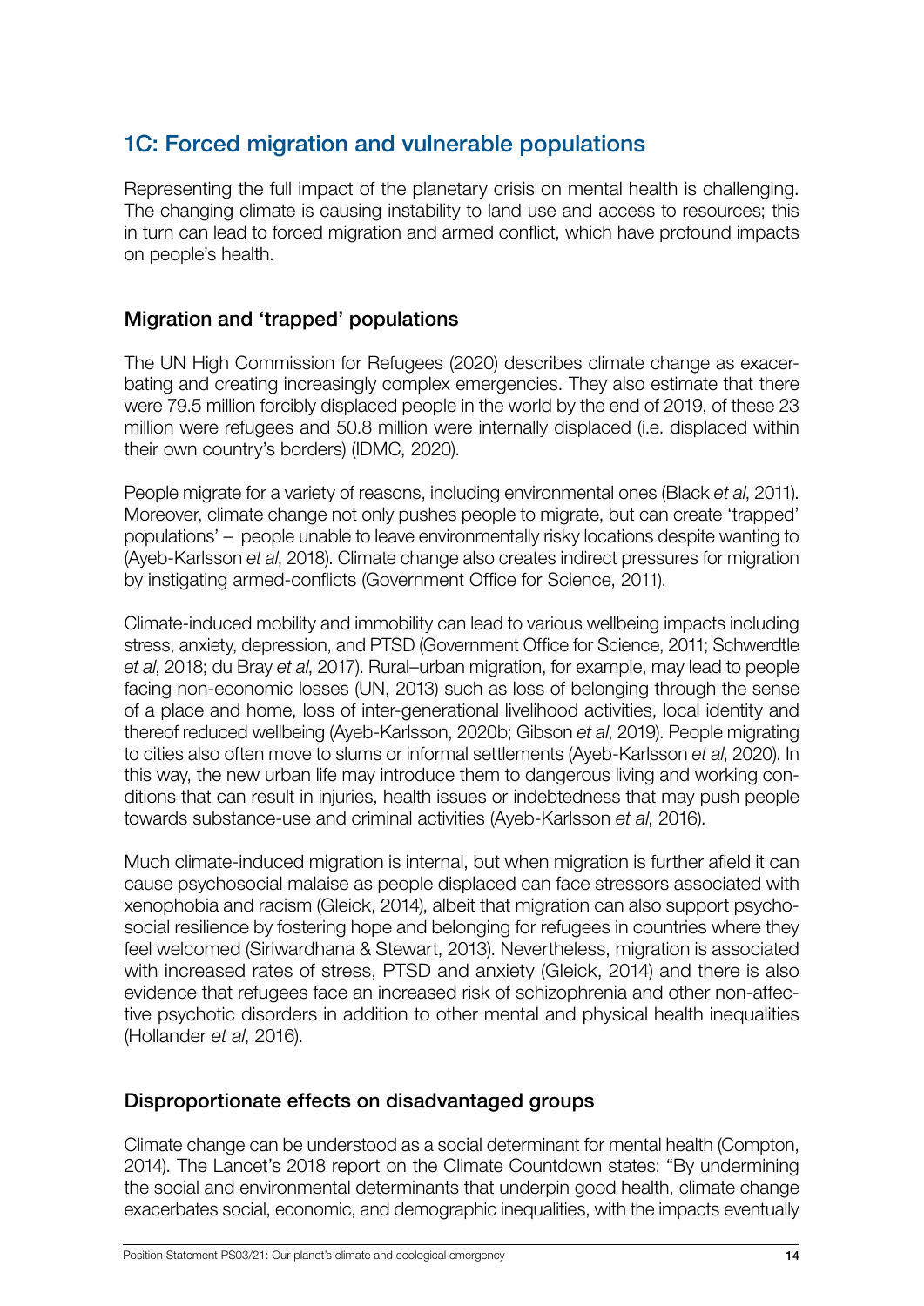## 1C: Forced migration and vulnerable populations

Representing the full impact of the planetary crisis on mental health is challenging. The changing climate is causing instability to land use and access to resources; this in turn can lead to forced migration and armed conflict, which have profound impacts on people's health.

### Migration and 'trapped' populations

The UN High Commission for Refugees (2020) describes climate change as exacerbating and creating increasingly complex emergencies. They also estimate that there were 79.5 million forcibly displaced people in the world by the end of 2019, of these 23 million were refugees and 50.8 million were internally displaced (i.e. displaced within their own country's borders) (IDMC, 2020).

People migrate for a variety of reasons, including environmental ones (Black *et al*, 2011). Moreover, climate change not only pushes people to migrate, but can create 'trapped' populations' – people unable to leave environmentally risky locations despite wanting to (Ayeb-Karlsson *et al*, 2018). Climate change also creates indirect pressures for migration by instigating armed-conflicts (Government Office for Science, 2011).

Climate-induced mobility and immobility can lead to various wellbeing impacts including stress, anxiety, depression, and PTSD (Government Office for Science, 2011; Schwerdtle *et al*, 2018; du Bray *et al*, 2017). Rural–urban migration, for example, may lead to people facing non-economic losses (UN, 2013) such as loss of belonging through the sense of a place and home, loss of inter-generational livelihood activities, local identity and thereof reduced wellbeing (Ayeb-Karlsson, 2020b; Gibson *et al*, 2019). People migrating to cities also often move to slums or informal settlements (Ayeb-Karlsson *et al*, 2020). In this way, the new urban life may introduce them to dangerous living and working conditions that can result in injuries, health issues or indebtedness that may push people towards substance-use and criminal activities (Ayeb-Karlsson *et al*, 2016).

Much climate-induced migration is internal, but when migration is further afield it can cause psychosocial malaise as people displaced can face stressors associated with xenophobia and racism (Gleick, 2014), albeit that migration can also support psychosocial resilience by fostering hope and belonging for refugees in countries where they feel welcomed (Siriwardhana & Stewart, 2013). Nevertheless, migration is associated with increased rates of stress, PTSD and anxiety (Gleick, 2014) and there is also evidence that refugees face an increased risk of schizophrenia and other non-affective psychotic disorders in addition to other mental and physical health inequalities (Hollander *et al*, 2016).

### Disproportionate effects on disadvantaged groups

Climate change can be understood as a social determinant for mental health (Compton, 2014). The Lancet's 2018 report on the Climate Countdown states: "By undermining the social and environmental determinants that underpin good health, climate change exacerbates social, economic, and demographic inequalities, with the impacts eventually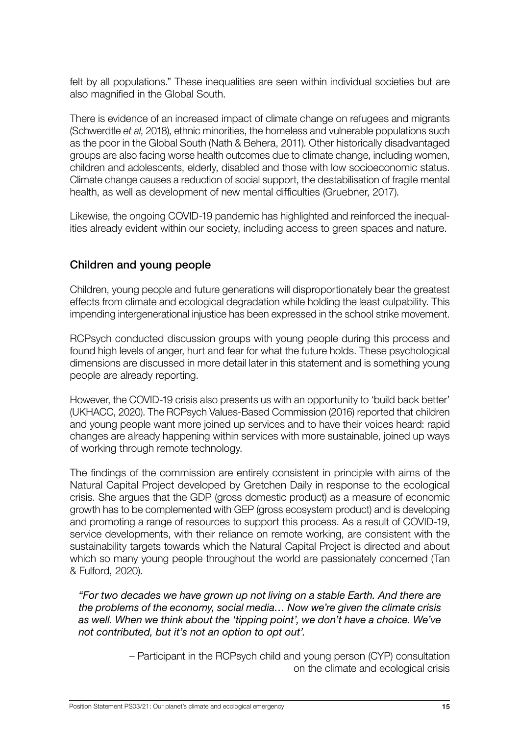felt by all populations." These inequalities are seen within individual societies but are also magnified in the Global South.

There is evidence of an increased impact of climate change on refugees and migrants (Schwerdtle *et al*, 2018), ethnic minorities, the homeless and vulnerable populations such as the poor in the Global South (Nath & Behera, 2011). Other historically disadvantaged groups are also facing worse health outcomes due to climate change, including women, children and adolescents, elderly, disabled and those with low socioeconomic status. Climate change causes a reduction of social support, the destabilisation of fragile mental health, as well as development of new mental difficulties (Gruebner, 2017).

Likewise, the ongoing COVID-19 pandemic has highlighted and reinforced the inequalities already evident within our society, including access to green spaces and nature.

## Children and young people

Children, young people and future generations will disproportionately bear the greatest effects from climate and ecological degradation while holding the least culpability. This impending intergenerational injustice has been expressed in the school strike movement.

RCPsych conducted discussion groups with young people during this process and found high levels of anger, hurt and fear for what the future holds. These psychological dimensions are discussed in more detail later in this statement and is something young people are already reporting.

However, the COVID-19 crisis also presents us with an opportunity to 'build back better' (UKHACC, 2020). The RCPsych Values-Based Commission (2016) reported that children and young people want more joined up services and to have their voices heard: rapid changes are already happening within services with more sustainable, joined up ways of working through remote technology.

The findings of the commission are entirely consistent in principle with aims of the Natural Capital Project developed by Gretchen Daily in response to the ecological crisis. She argues that the GDP (gross domestic product) as a measure of economic growth has to be complemented with GEP (gross ecosystem product) and is developing and promoting a range of resources to support this process. As a result of COVID-19, service developments, with their reliance on remote working, are consistent with the sustainability targets towards which the Natural Capital Project is directed and about which so many young people throughout the world are passionately concerned (Tan & Fulford, 2020).

> *"For two decades we have grown up not living on a stable Earth. And there are the problems of the economy, social media… Now we're given the climate crisis as well. When we think about the 'tipping point', we don't have a choice. We've not contributed, but it's not an option to opt out'.*
>
> – Participant in the RCPsych child and young person (CYP) consultation on the climate and ecological crisis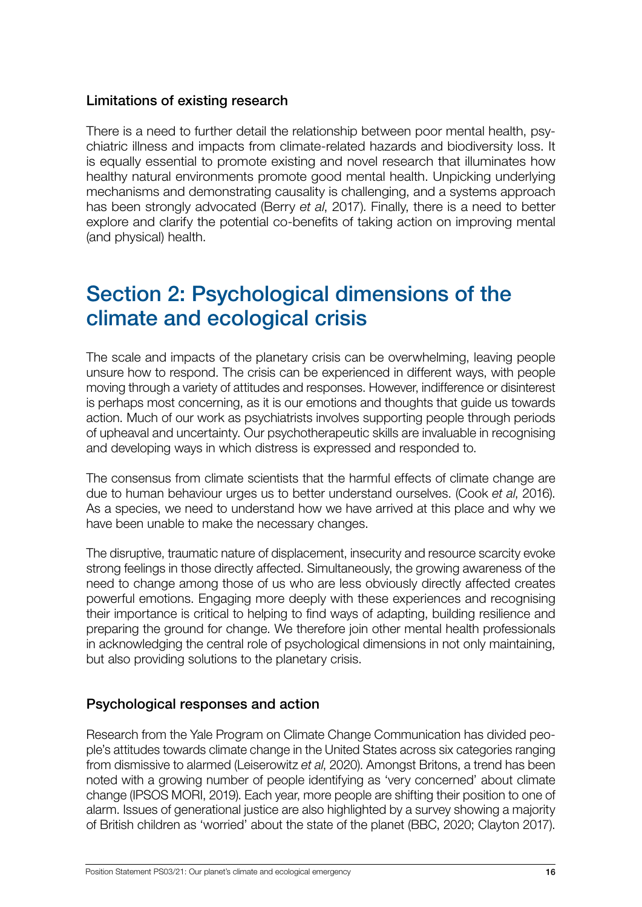### Limitations of existing research

There is a need to further detail the relationship between poor mental health, psychiatric illness and impacts from climate-related hazards and biodiversity loss. It is equally essential to promote existing and novel research that illuminates how healthy natural environments promote good mental health. Unpicking underlying mechanisms and demonstrating causality is challenging, and a systems approach has been strongly advocated (Berry *et al*, 2017). Finally, there is a need to better explore and clarify the potential co-benefits of taking action on improving mental (and physical) health.

## Section 2: Psychological dimensions of the climate and ecological crisis

The scale and impacts of the planetary crisis can be overwhelming, leaving people unsure how to respond. The crisis can be experienced in different ways, with people moving through a variety of attitudes and responses. However, indifference or disinterest is perhaps most concerning, as it is our emotions and thoughts that guide us towards action. Much of our work as psychiatrists involves supporting people through periods of upheaval and uncertainty. Our psychotherapeutic skills are invaluable in recognising and developing ways in which distress is expressed and responded to.

The consensus from climate scientists that the harmful effects of climate change are due to human behaviour urges us to better understand ourselves. (Cook *et al*, 2016). As a species, we need to understand how we have arrived at this place and why we have been unable to make the necessary changes.

The disruptive, traumatic nature of displacement, insecurity and resource scarcity evoke strong feelings in those directly affected. Simultaneously, the growing awareness of the need to change among those of us who are less obviously directly affected creates powerful emotions. Engaging more deeply with these experiences and recognising their importance is critical to helping to find ways of adapting, building resilience and preparing the ground for change. We therefore join other mental health professionals in acknowledging the central role of psychological dimensions in not only maintaining, but also providing solutions to the planetary crisis.

### Psychological responses and action

Research from the Yale Program on Climate Change Communication has divided people's attitudes towards climate change in the United States across six categories ranging from dismissive to alarmed (Leiserowitz *et al*, 2020). Amongst Britons, a trend has been noted with a growing number of people identifying as 'very concerned' about climate change (IPSOS MORI, 2019). Each year, more people are shifting their position to one of alarm. Issues of generational justice are also highlighted by a survey showing a majority of British children as 'worried' about the state of the planet (BBC, 2020; Clayton 2017).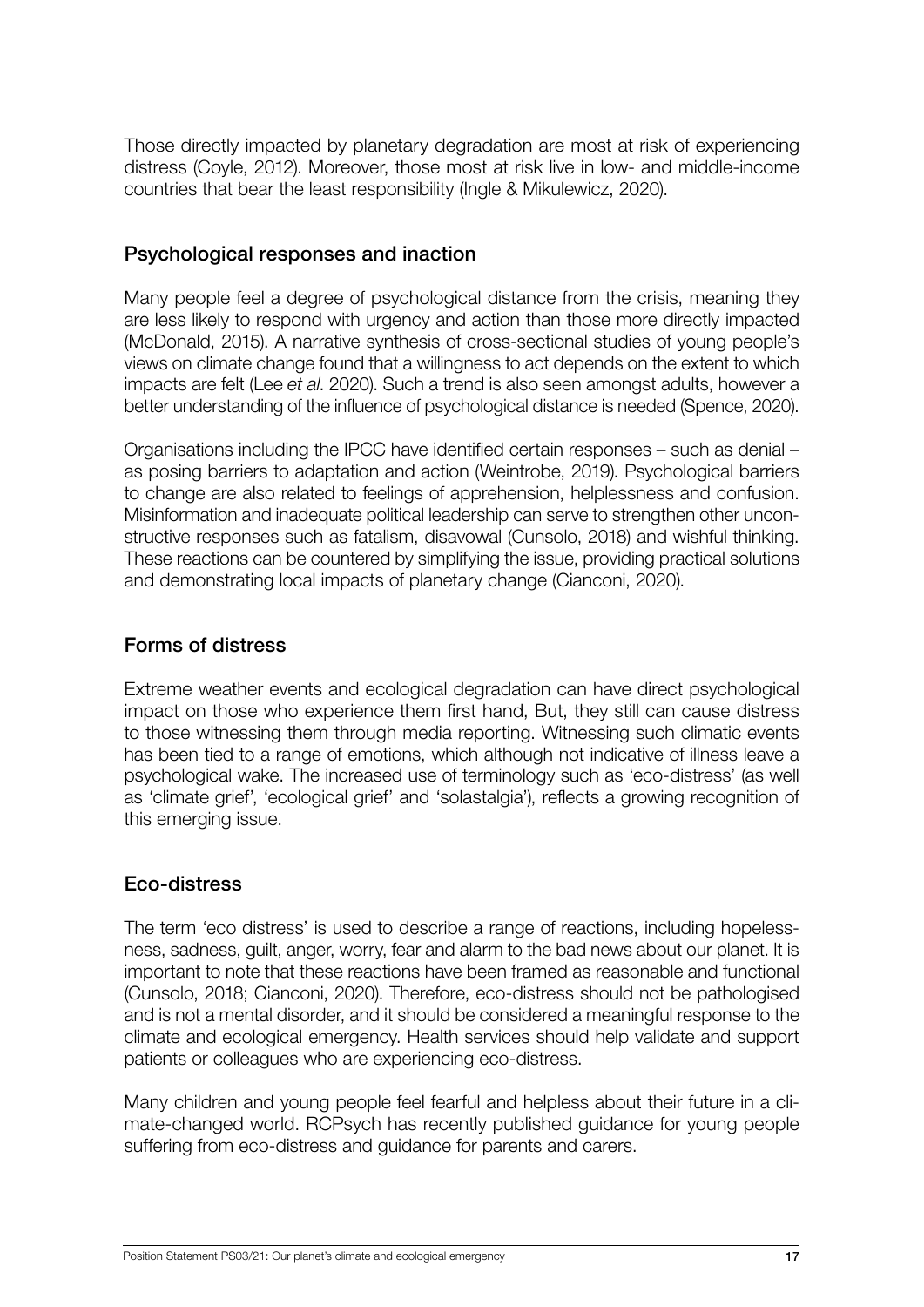Those directly impacted by planetary degradation are most at risk of experiencing distress (Coyle, 2012). Moreover, those most at risk live in low- and middle-income countries that bear the least responsibility (Ingle & Mikulewicz, 2020).

## Psychological responses and inaction

Many people feel a degree of psychological distance from the crisis, meaning they are less likely to respond with urgency and action than those more directly impacted (McDonald, 2015). A narrative synthesis of cross-sectional studies of young people's views on climate change found that a willingness to act depends on the extent to which impacts are felt (Lee *et al*. 2020). Such a trend is also seen amongst adults, however a better understanding of the influence of psychological distance is needed (Spence, 2020).

Organisations including the IPCC have identified certain responses – such as denial – as posing barriers to adaptation and action (Weintrobe, 2019). Psychological barriers to change are also related to feelings of apprehension, helplessness and confusion. Misinformation and inadequate political leadership can serve to strengthen other unconstructive responses such as fatalism, disavowal (Cunsolo, 2018) and wishful thinking. These reactions can be countered by simplifying the issue, providing practical solutions and demonstrating local impacts of planetary change (Cianconi, 2020).

## Forms of distress

Extreme weather events and ecological degradation can have direct psychological impact on those who experience them first hand, But, they still can cause distress to those witnessing them through media reporting. Witnessing such climatic events has been tied to a range of emotions, which although not indicative of illness leave a psychological wake. The increased use of terminology such as 'eco-distress' (as well as 'climate grief', 'ecological grief' and 'solastalgia'), reflects a growing recognition of this emerging issue.

## Eco-distress

The term 'eco distress' is used to describe a range of reactions, including hopelessness, sadness, guilt, anger, worry, fear and alarm to the bad news about our planet. It is important to note that these reactions have been framed as reasonable and functional (Cunsolo, 2018; Cianconi, 2020). Therefore, eco-distress should not be pathologised and is not a mental disorder, and it should be considered a meaningful response to the climate and ecological emergency. Health services should help validate and support patients or colleagues who are experiencing eco-distress.

Many children and young people feel fearful and helpless about their future in a climate-changed world. RCPsych has recently published guidance for young people suffering from eco-distress and guidance for parents and carers.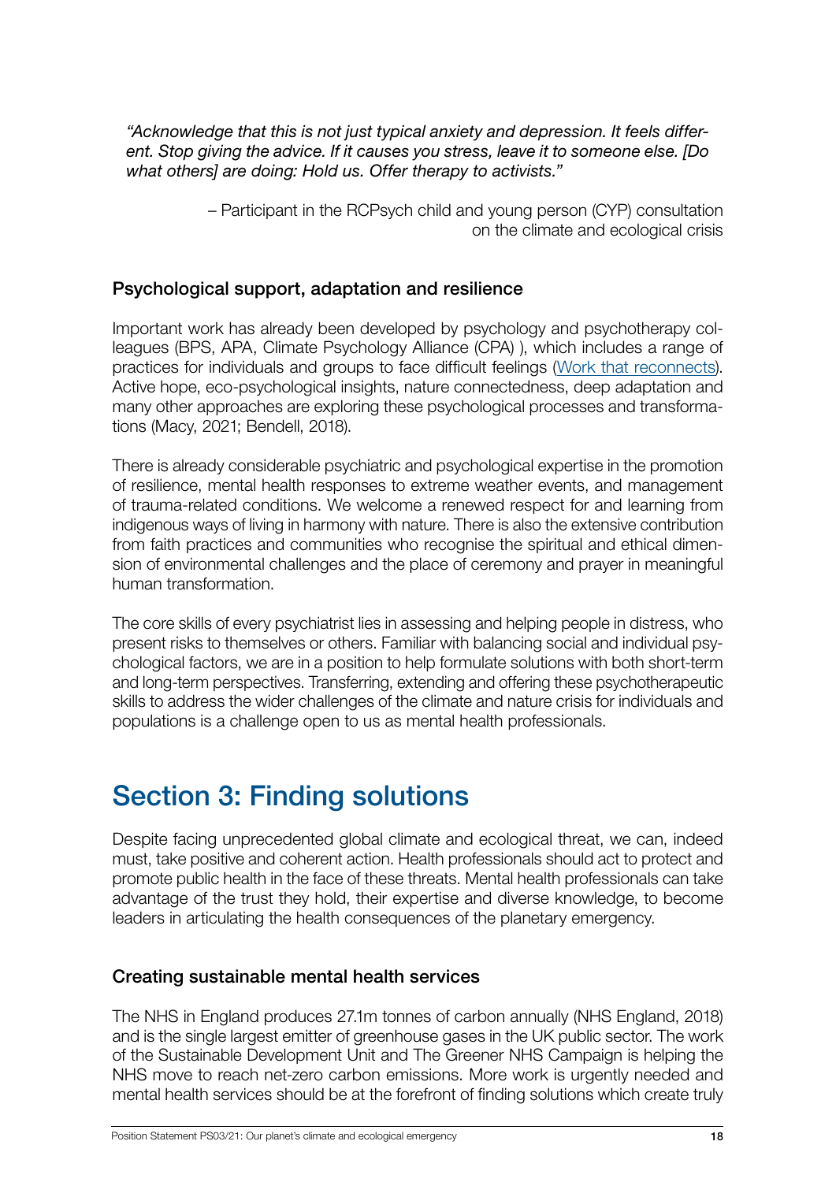*"Acknowledge that this is not just typical anxiety and depression. It feels different. Stop giving the advice. If it causes you stress, leave it to someone else. [Do what others] are doing: Hold us. Offer therapy to activists."*

– Participant in the RCPsych child and young person (CYP) consultation on the climate and ecological crisis

### Psychological support, adaptation and resilience

Important work has already been developed by psychology and psychotherapy colleagues (BPS, APA, Climate Psychology Alliance (CPA) ), which includes a range of practices for individuals and groups to face difficult feelings (Work that reconnects). Active hope, eco-psychological insights, nature connectedness, deep adaptation and many other approaches are exploring these psychological processes and transformations (Macy, 2021; Bendell, 2018).

There is already considerable psychiatric and psychological expertise in the promotion of resilience, mental health responses to extreme weather events, and management of trauma-related conditions. We welcome a renewed respect for and learning from indigenous ways of living in harmony with nature. There is also the extensive contribution from faith practices and communities who recognise the spiritual and ethical dimension of environmental challenges and the place of ceremony and prayer in meaningful human transformation.

The core skills of every psychiatrist lies in assessing and helping people in distress, who present risks to themselves or others. Familiar with balancing social and individual psychological factors, we are in a position to help formulate solutions with both short-term and long-term perspectives. Transferring, extending and offering these psychotherapeutic skills to address the wider challenges of the climate and nature crisis for individuals and populations is a challenge open to us as mental health professionals.

## Section 3: Finding solutions

Despite facing unprecedented global climate and ecological threat, we can, indeed must, take positive and coherent action. Health professionals should act to protect and promote public health in the face of these threats. Mental health professionals can take advantage of the trust they hold, their expertise and diverse knowledge, to become leaders in articulating the health consequences of the planetary emergency.

### Creating sustainable mental health services

The NHS in England produces 27.1m tonnes of carbon annually (NHS England, 2018) and is the single largest emitter of greenhouse gases in the UK public sector. The work of the Sustainable Development Unit and The Greener NHS Campaign is helping the NHS move to reach net-zero carbon emissions. More work is urgently needed and mental health services should be at the forefront of finding solutions which create truly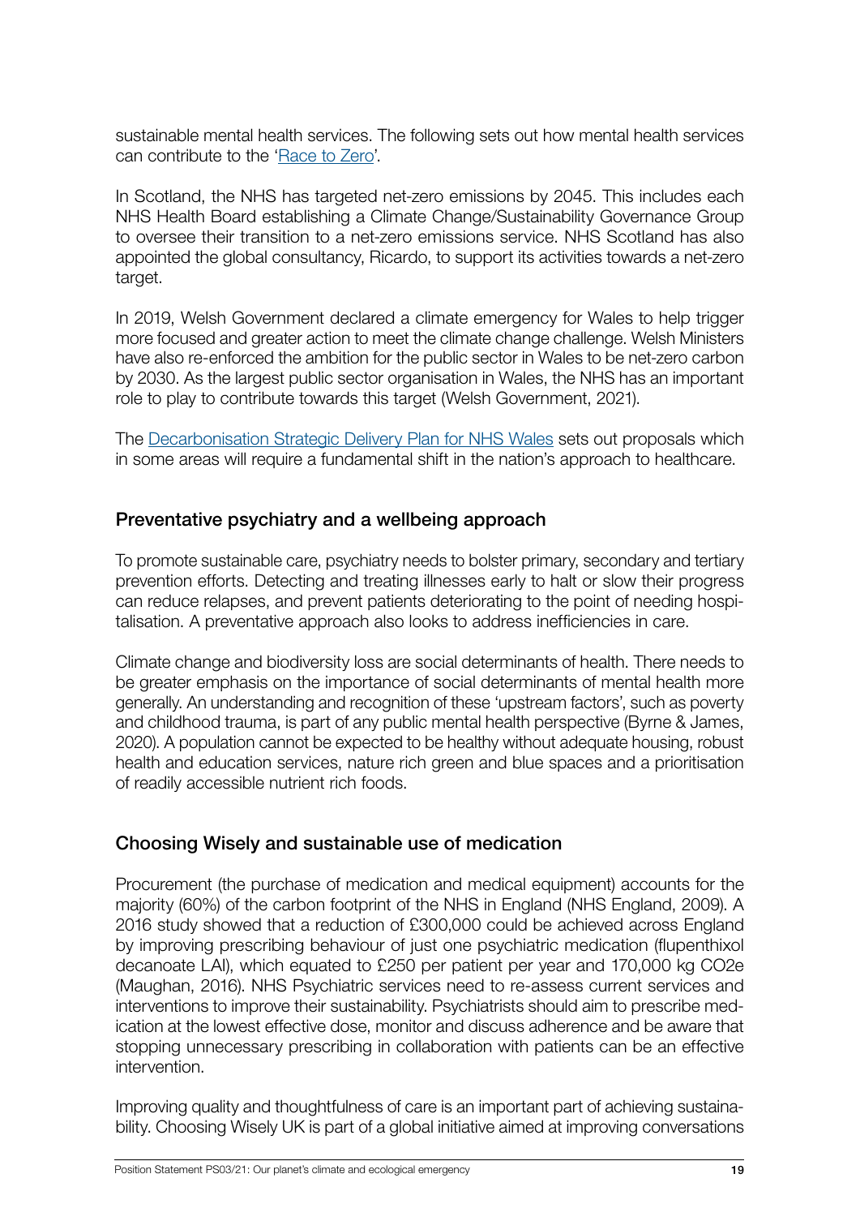sustainable mental health services. The following sets out how mental health services can contribute to the 'Race to Zero'.

In Scotland, the NHS has targeted net-zero emissions by 2045. This includes each NHS Health Board establishing a Climate Change/Sustainability Governance Group to oversee their transition to a net-zero emissions service. NHS Scotland has also appointed the global consultancy, Ricardo, to support its activities towards a net-zero target.

In 2019, Welsh Government declared a climate emergency for Wales to help trigger more focused and greater action to meet the climate change challenge. Welsh Ministers have also re-enforced the ambition for the public sector in Wales to be net-zero carbon by 2030. As the largest public sector organisation in Wales, the NHS has an important role to play to contribute towards this target (Welsh Government, 2021).

The Decarbonisation Strategic Delivery Plan for NHS Wales sets out proposals which in some areas will require a fundamental shift in the nation's approach to healthcare.

## Preventative psychiatry and a wellbeing approach

To promote sustainable care, psychiatry needs to bolster primary, secondary and tertiary prevention efforts. Detecting and treating illnesses early to halt or slow their progress can reduce relapses, and prevent patients deteriorating to the point of needing hospitalisation. A preventative approach also looks to address inefficiencies in care.

Climate change and biodiversity loss are social determinants of health. There needs to be greater emphasis on the importance of social determinants of mental health more generally. An understanding and recognition of these 'upstream factors', such as poverty and childhood trauma, is part of any public mental health perspective (Byrne & James, 2020). A population cannot be expected to be healthy without adequate housing, robust health and education services, nature rich green and blue spaces and a prioritisation of readily accessible nutrient rich foods.

## Choosing Wisely and sustainable use of medication

Procurement (the purchase of medication and medical equipment) accounts for the majority (60%) of the carbon footprint of the NHS in England (NHS England, 2009). A 2016 study showed that a reduction of £300,000 could be achieved across England by improving prescribing behaviour of just one psychiatric medication (flupenthixol decanoate LAI), which equated to £250 per patient per year and 170,000 kg $CO_2e$ (Maughan, 2016). NHS Psychiatric services need to re-assess current services and interventions to improve their sustainability. Psychiatrists should aim to prescribe medication at the lowest effective dose, monitor and discuss adherence and be aware that stopping unnecessary prescribing in collaboration with patients can be an effective intervention.

Improving quality and thoughtfulness of care is an important part of achieving sustainability. Choosing Wisely UK is part of a global initiative aimed at improving conversations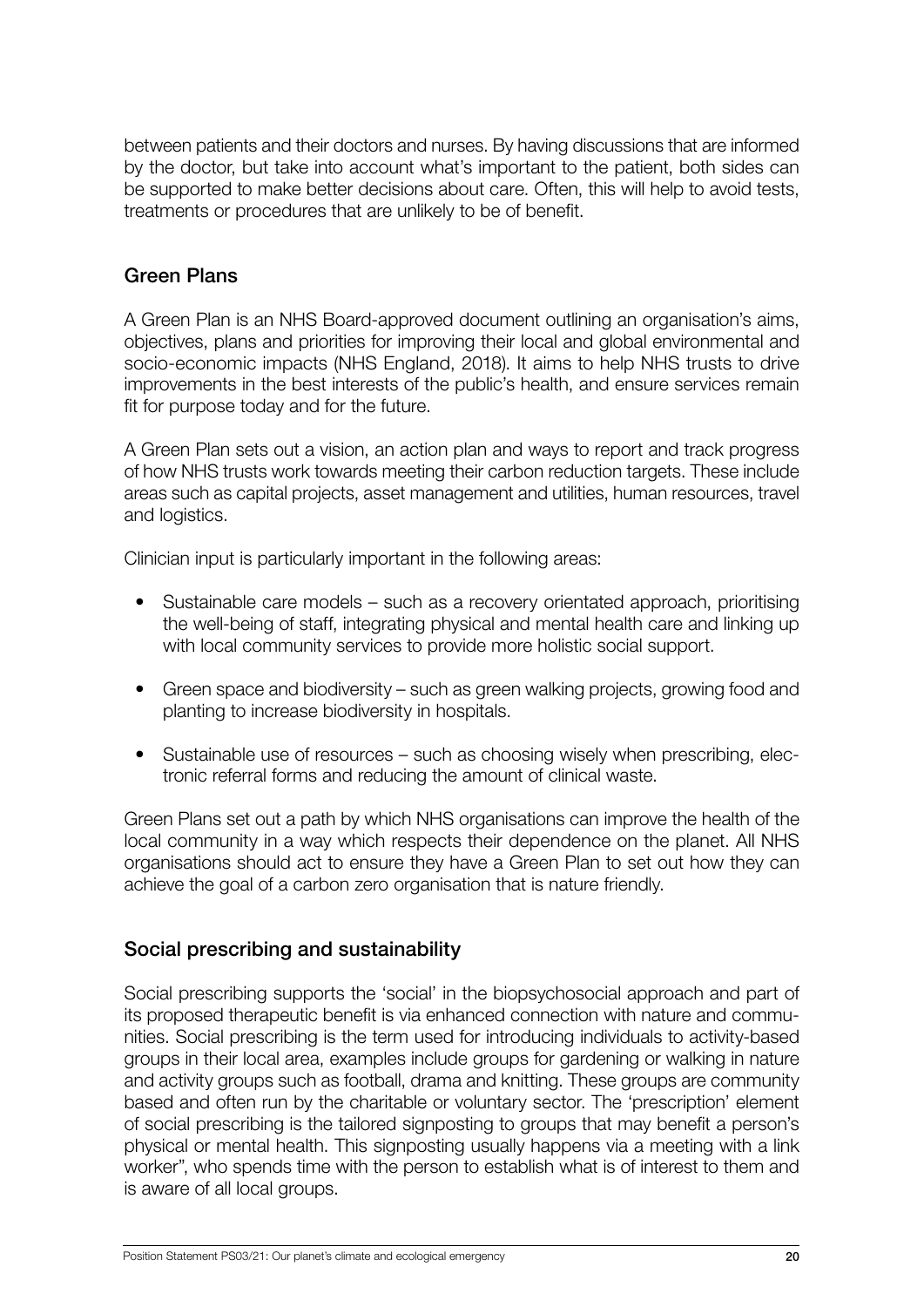between patients and their doctors and nurses. By having discussions that are informed by the doctor, but take into account what's important to the patient, both sides can be supported to make better decisions about care. Often, this will help to avoid tests, treatments or procedures that are unlikely to be of benefit.

## Green Plans

A Green Plan is an NHS Board-approved document outlining an organisation's aims, objectives, plans and priorities for improving their local and global environmental and socio-economic impacts (NHS England, 2018). It aims to help NHS trusts to drive improvements in the best interests of the public's health, and ensure services remain fit for purpose today and for the future.

A Green Plan sets out a vision, an action plan and ways to report and track progress of how NHS trusts work towards meeting their carbon reduction targets. These include areas such as capital projects, asset management and utilities, human resources, travel and logistics.

Clinician input is particularly important in the following areas:

- Sustainable care models – such as a recovery orientated approach, prioritising the well-being of staff, integrating physical and mental health care and linking up with local community services to provide more holistic social support.
- Green space and biodiversity – such as green walking projects, growing food and planting to increase biodiversity in hospitals.
- Sustainable use of resources – such as choosing wisely when prescribing, electronic referral forms and reducing the amount of clinical waste.

Green Plans set out a path by which NHS organisations can improve the health of the local community in a way which respects their dependence on the planet. All NHS organisations should act to ensure they have a Green Plan to set out how they can achieve the goal of a carbon zero organisation that is nature friendly.

## Social prescribing and sustainability

Social prescribing supports the 'social' in the biopsychosocial approach and part of its proposed therapeutic benefit is via enhanced connection with nature and communities. Social prescribing is the term used for introducing individuals to activity-based groups in their local area, examples include groups for gardening or walking in nature and activity groups such as football, drama and knitting. These groups are community based and often run by the charitable or voluntary sector. The 'prescription' element of social prescribing is the tailored signposting to groups that may benefit a person's physical or mental health. This signposting usually happens via a meeting with a link worker", who spends time with the person to establish what is of interest to them and is aware of all local groups.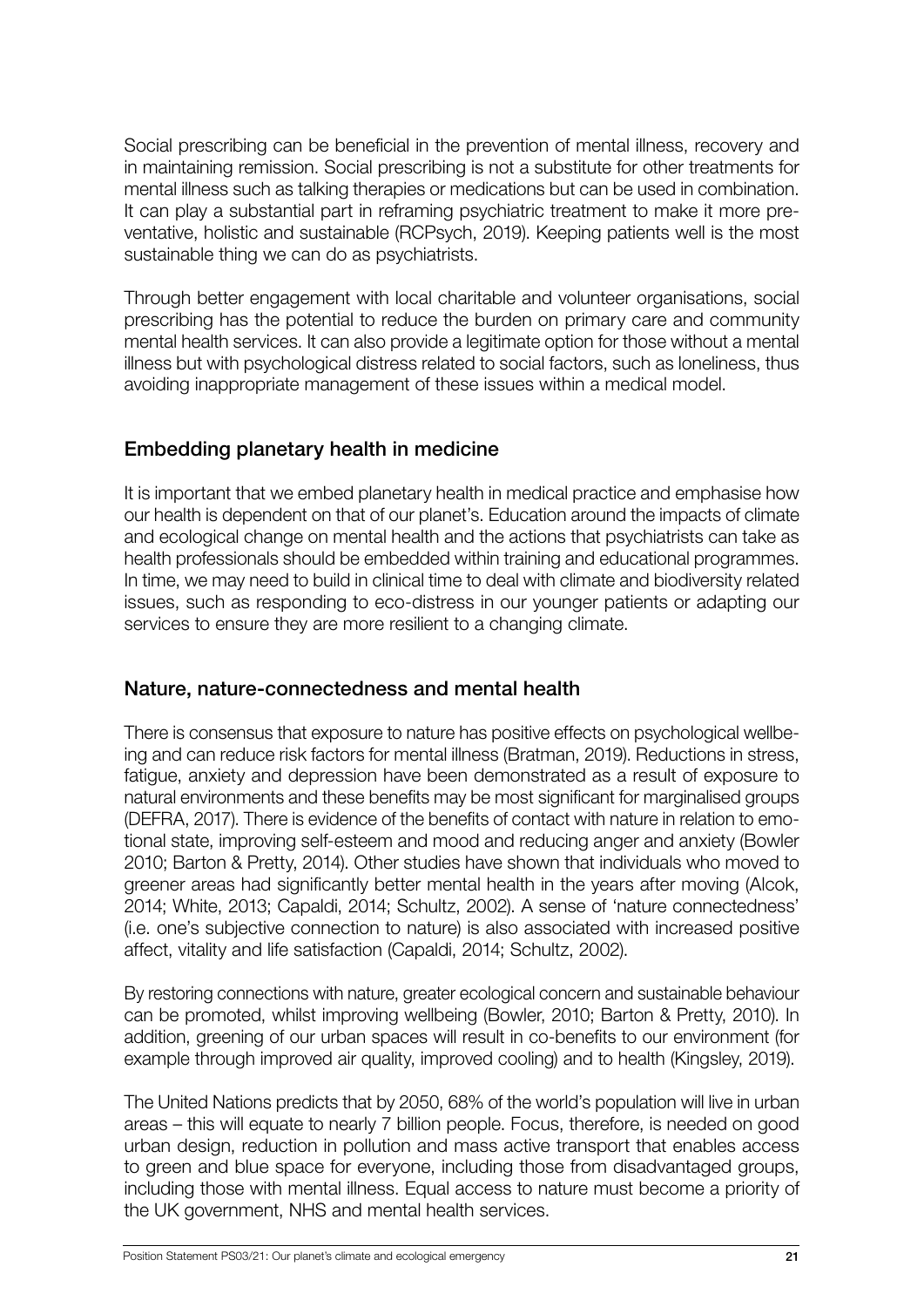Social prescribing can be beneficial in the prevention of mental illness, recovery and in maintaining remission. Social prescribing is not a substitute for other treatments for mental illness such as talking therapies or medications but can be used in combination. It can play a substantial part in reframing psychiatric treatment to make it more preventative, holistic and sustainable (RCPsych, 2019). Keeping patients well is the most sustainable thing we can do as psychiatrists.

Through better engagement with local charitable and volunteer organisations, social prescribing has the potential to reduce the burden on primary care and community mental health services. It can also provide a legitimate option for those without a mental illness but with psychological distress related to social factors, such as loneliness, thus avoiding inappropriate management of these issues within a medical model.

## Embedding planetary health in medicine

It is important that we embed planetary health in medical practice and emphasise how our health is dependent on that of our planet's. Education around the impacts of climate and ecological change on mental health and the actions that psychiatrists can take as health professionals should be embedded within training and educational programmes. In time, we may need to build in clinical time to deal with climate and biodiversity related issues, such as responding to eco-distress in our younger patients or adapting our services to ensure they are more resilient to a changing climate.

## Nature, nature-connectedness and mental health

There is consensus that exposure to nature has positive effects on psychological wellbeing and can reduce risk factors for mental illness (Bratman, 2019). Reductions in stress, fatigue, anxiety and depression have been demonstrated as a result of exposure to natural environments and these benefits may be most significant for marginalised groups (DEFRA, 2017). There is evidence of the benefits of contact with nature in relation to emotional state, improving self-esteem and mood and reducing anger and anxiety (Bowler 2010; Barton & Pretty, 2014). Other studies have shown that individuals who moved to greener areas had significantly better mental health in the years after moving (Alcok, 2014; White, 2013; Capaldi, 2014; Schultz, 2002). A sense of 'nature connectedness' (i.e. one's subjective connection to nature) is also associated with increased positive affect, vitality and life satisfaction (Capaldi, 2014; Schultz, 2002).

By restoring connections with nature, greater ecological concern and sustainable behaviour can be promoted, whilst improving wellbeing (Bowler, 2010; Barton & Pretty, 2010). In addition, greening of our urban spaces will result in co-benefits to our environment (for example through improved air quality, improved cooling) and to health (Kingsley, 2019).

The United Nations predicts that by 2050, 68% of the world's population will live in urban areas – this will equate to nearly 7 billion people. Focus, therefore, is needed on good urban design, reduction in pollution and mass active transport that enables access to green and blue space for everyone, including those from disadvantaged groups, including those with mental illness. Equal access to nature must become a priority of the UK government, NHS and mental health services.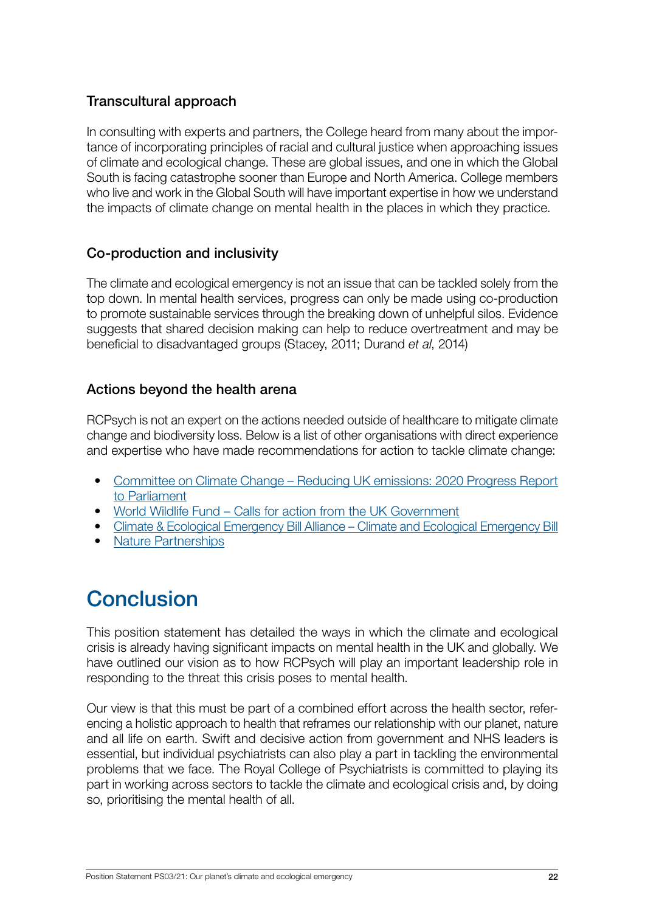### Transcultural approach

In consulting with experts and partners, the College heard from many about the importance of incorporating principles of racial and cultural justice when approaching issues of climate and ecological change. These are global issues, and one in which the Global South is facing catastrophe sooner than Europe and North America. College members who live and work in the Global South will have important expertise in how we understand the impacts of climate change on mental health in the places in which they practice.

### Co-production and inclusivity

The climate and ecological emergency is not an issue that can be tackled solely from the top down. In mental health services, progress can only be made using co-production to promote sustainable services through the breaking down of unhelpful silos. Evidence suggests that shared decision making can help to reduce overtreatment and may be beneficial to disadvantaged groups (Stacey, 2011; Durand *et al*, 2014)

### Actions beyond the health arena

RCPsych is not an expert on the actions needed outside of healthcare to mitigate climate change and biodiversity loss. Below is a list of other organisations with direct experience and expertise who have made recommendations for action to tackle climate change:

- Committee on Climate Change – Reducing UK emissions: 2020 Progress Report to Parliament
- World Wildlife Fund – Calls for action from the UK Government
- Climate & Ecological Emergency Bill Alliance – Climate and Ecological Emergency Bill
- Nature Partnerships

## Conclusion

This position statement has detailed the ways in which the climate and ecological crisis is already having significant impacts on mental health in the UK and globally. We have outlined our vision as to how RCPsych will play an important leadership role in responding to the threat this crisis poses to mental health.

Our view is that this must be part of a combined effort across the health sector, referencing a holistic approach to health that reframes our relationship with our planet, nature and all life on earth. Swift and decisive action from government and NHS leaders is essential, but individual psychiatrists can also play a part in tackling the environmental problems that we face. The Royal College of Psychiatrists is committed to playing its part in working across sectors to tackle the climate and ecological crisis and, by doing so, prioritising the mental health of all.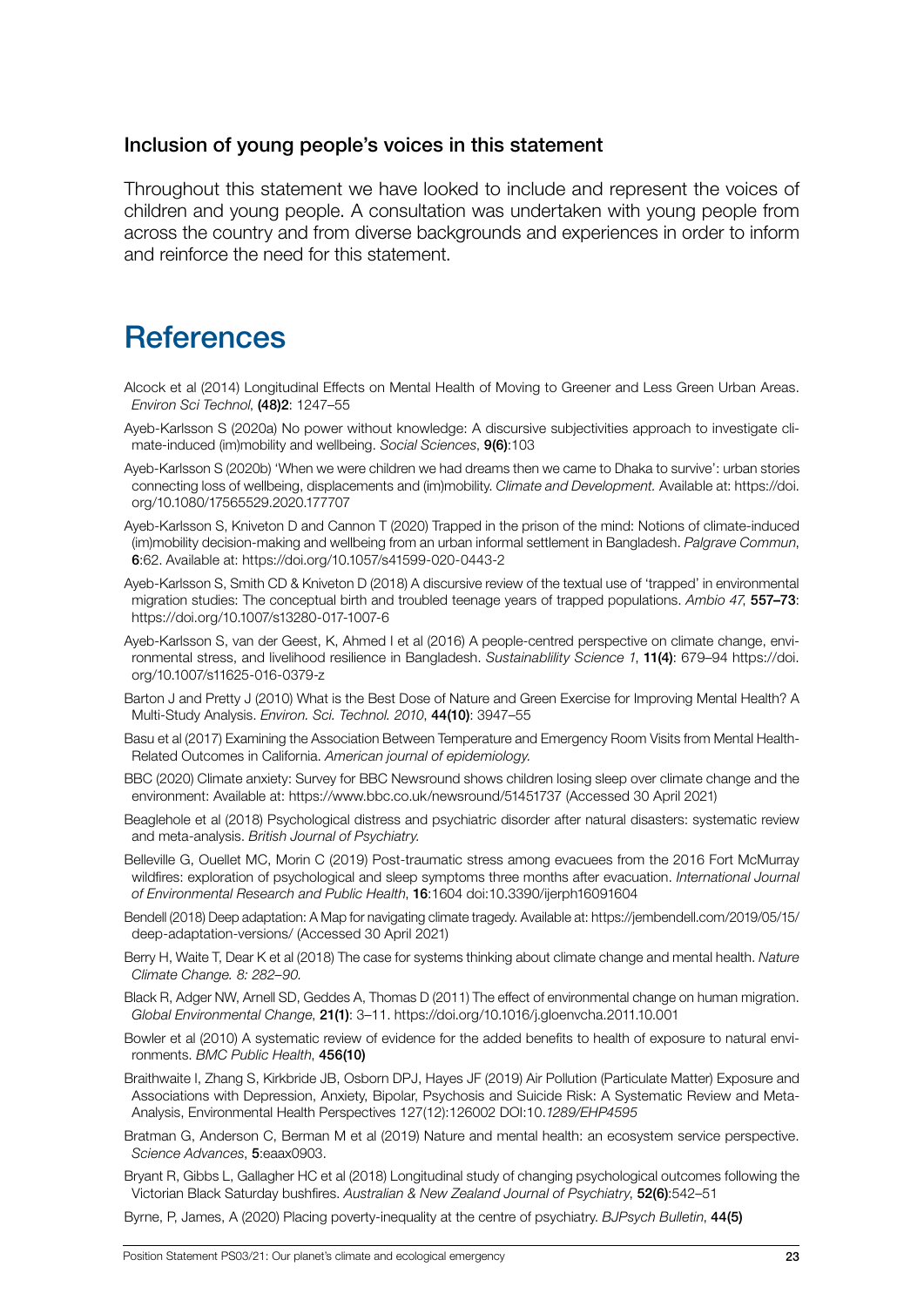### Inclusion of young people's voices in this statement

Throughout this statement we have looked to include and represent the voices of children and young people. A consultation was undertaken with young people from across the country and from diverse backgrounds and experiences in order to inform and reinforce the need for this statement.

# References

Alcock et al (2014) Longitudinal Effects on Mental Health of Moving to Greener and Less Green Urban Areas. *Environ Sci Technol*, **(48)2**: 1247–55

Ayeb-Karlsson S (2020a) No power without knowledge: A discursive subjectivities approach to investigate climate-induced (im)mobility and wellbeing. *Social Sciences*, **9(6)**:103

Ayeb-Karlsson S (2020b) 'When we were children we had dreams then we came to Dhaka to survive': urban stories connecting loss of wellbeing, displacements and (im)mobility. *Climate and Development.* Available at: https://doi.org/10.1080/17565529.2020.177707

Ayeb-Karlsson S, Kniveton D and Cannon T (2020) Trapped in the prison of the mind: Notions of climate-induced (im)mobility decision-making and wellbeing from an urban informal settlement in Bangladesh. *Palgrave Commun*, **6**:62. Available at: https://doi.org/10.1057/s41599-020-0443-2

Ayeb-Karlsson S, Smith CD & Kniveton D (2018) A discursive review of the textual use of 'trapped' in environmental migration studies: The conceptual birth and troubled teenage years of trapped populations. *Ambio 47*, **557–73**: https://doi.org/10.1007/s13280-017-1007-6

Ayeb-Karlsson S, van der Geest, K, Ahmed I et al (2016) A people-centred perspective on climate change, environmental stress, and livelihood resilience in Bangladesh. *Sustainablility Science 1*, **11(4)**: 679–94 https://doi.org/10.1007/s11625-016-0379-z

Barton J and Pretty J (2010) What is the Best Dose of Nature and Green Exercise for Improving Mental Health? A Multi-Study Analysis. *Environ. Sci. Technol. 2010*, **44(10)**: 3947–55

Basu et al (2017) Examining the Association Between Temperature and Emergency Room Visits from Mental Health-Related Outcomes in California. *American journal of epidemiology.*

BBC (2020) Climate anxiety: Survey for BBC Newsround shows children losing sleep over climate change and the environment: Available at: https://www.bbc.co.uk/newsround/51451737 (Accessed 30 April 2021)

Beaglehole et al (2018) Psychological distress and psychiatric disorder after natural disasters: systematic review and meta-analysis. *British Journal of Psychiatry.*

Belleville G, Ouellet MC, Morin C (2019) Post-traumatic stress among evacuees from the 2016 Fort McMurray wildfires: exploration of psychological and sleep symptoms three months after evacuation. *International Journal of Environmental Research and Public Health*, **16**:1604 doi:10.3390/ijerph16091604

Bendell (2018) Deep adaptation: A Map for navigating climate tragedy. Available at: https://jembendell.com/2019/05/15/deep-adaptation-versions/ (Accessed 30 April 2021)

Berry H, Waite T, Dear K et al (2018) The case for systems thinking about climate change and mental health. *Nature Climate Change. 8: 282–90.*

Black R, Adger NW, Arnell SD, Geddes A, Thomas D (2011) The effect of environmental change on human migration. *Global Environmental Change*, **21(1)**: 3–11. https://doi.org/10.1016/j.gloenvcha.2011.10.001

Bowler et al (2010) A systematic review of evidence for the added benefits to health of exposure to natural environments. *BMC Public Health*, **456(10)**

Braithwaite I, Zhang S, Kirkbride JB, Osborn DPJ, Hayes JF (2019) Air Pollution (Particulate Matter) Exposure and Associations with Depression, Anxiety, Bipolar, Psychosis and Suicide Risk: A Systematic Review and Meta-Analysis, Environmental Health Perspectives 127(12):126002 DOI:10.*1289/EHP4595*

Bratman G, Anderson C, Berman M et al (2019) Nature and mental health: an ecosystem service perspective. *Science Advances*, **5**:eaax0903.

Bryant R, Gibbs L, Gallagher HC et al (2018) Longitudinal study of changing psychological outcomes following the Victorian Black Saturday bushfires. *Australian & New Zealand Journal of Psychiatry*, **52(6)**:542–51

Byrne, P, James, A (2020) Placing poverty-inequality at the centre of psychiatry. *BJPsych Bulletin*, **44(5)**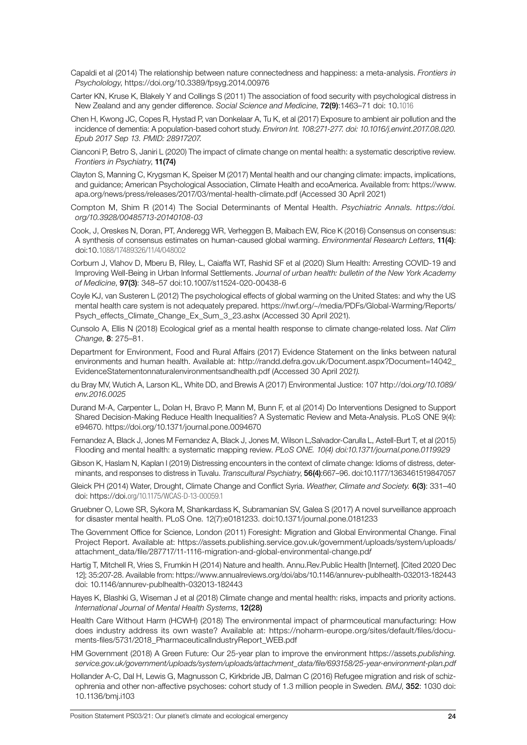Capaldi et al (2014) The relationship between nature connectedness and happiness: a meta-analysis. *Frontiers in Psycholology*, https://doi.org/10.3389/fpsyg.2014.00976

Carter KN, Kruse K, Blakely Y and Collings S (2011) The association of food security with psychological distress in New Zealand and any gender difference. *Social Science and Medicine*, **72(9)**:1463–71 doi: 10.1016

Chen H, Kwong JC, Copes R, Hystad P, van Donkelaar A, Tu K, et al (2017) Exposure to ambient air pollution and the incidence of dementia: A population-based cohort study. *Environ Int. 108:271-277. doi: 10.1016/j.envint.2017.08.020. Epub 2017 Sep 13. PMID: 28917207.*

Cianconi P, Betro S, Janiri L (2020) The impact of climate change on mental health: a systematic descriptive review. *Frontiers in Psychiatry*, **11(74)**

Clayton S, Manning C, Krygsman K, Speiser M (2017) Mental health and our changing climate: impacts, implications, and guidance; American Psychological Association, Climate Health and ecoAmerica. Available from: https://www.apa.org/news/press/releases/2017/03/mental-health-climate.pdf (Accessed 30 April 2021)

Compton M, Shim R (2014) The Social Determinants of Mental Health. *Psychiatric Annals. https://doi.org/10.3928/00485713-20140108-03*

Cook, J, Oreskes N, Doran, PT, Anderegg WR, Verheggen B, Maibach EW, Rice K (2016) Consensus on consensus: A synthesis of consensus estimates on human-caused global warming. *Environmental Research Letters*, **11(4)**: doi:10.1088/17489326/11/4/048002

Corburn J, Vlahov D, Mberu B, Riley, L, Caiaffa WT, Rashid SF et al (2020) Slum Health: Arresting COVID-19 and Improving Well-Being in Urban Informal Settlements. *Journal of urban health: bulletin of the New York Academy of Medicine*, **97(3)**: 348–57 doi:10.1007/s11524-020-00438-6

Coyle KJ, van Susteren L (2012) The psychological effects of global warming on the United States: and why the US mental health care system is not adequately prepared. https://nwf.org/~/media/PDFs/Global-Warming/Reports/Psych_effects_Climate_Change_Ex_Sum_3_23.ashx (Accessed 30 April 2021).

Cunsolo A, Ellis N (2018) Ecological grief as a mental health response to climate change-related loss. *Nat Clim Change*, **8**: 275–81.

Department for Environment, Food and Rural Affairs (2017) Evidence Statement on the links between natural environments and human health. Available at: http://randd.defra.gov.uk/Document.aspx?Document=14042_EvidenceStatementonnaturalenvironmentsandhealth.pdf (Accessed 30 April 202*1).*

du Bray MV, Wutich A, Larson KL, White DD, and Brewis A (2017) Environmental Justice: 107 http://doi.*org/10.1089/env.2016.0025*

Durand M-A, Carpenter L, Dolan H, Bravo P, Mann M, Bunn F, et al (2014) Do Interventions Designed to Support Shared Decision-Making Reduce Health Inequalities? A Systematic Review and Meta-Analysis. PLoS ONE 9(4): e94670. https://doi.org/10.1371/journal.pone.0094670

Fernandez A, Black J, Jones M Fernandez A, Black J, Jones M, Wilson L,Salvador-Carulla L, Astell-Burt T, et al (2015) Flooding and mental health: a systematic mapping review. *PLoS ONE. 10(4) doi:10.1371/journal.pone.0119929*

Gibson K, Haslam N, Kaplan I (2019) Distressing encounters in the context of climate change: Idioms of distress, determinants, and responses to distress in Tuvalu. *Transcultural Psychiatry*, **56(4)**:667–96. doi:10.1177/1363461519847057

Gleick PH (2014) Water, Drought, Climate Change and Conflict Syria. *Weather, Climate and Society.* **6(3)**: 331–40 doi: https://doi.org/10.1175/WCAS-D-13-00059.1

Gruebner O, Lowe SR, Sykora M, Shankardass K, Subramanian SV, Galea S (2017) A novel surveillance approach for disaster mental health. PLoS One. 12(7):e0181233. doi:10.1371/journal.pone.0181233

The Government Office for Science, London (2011) Foresight: Migration and Global Environmental Change. Final Project Report. Available at: https://assets.publishing.service.gov.uk/government/uploads/system/uploads/attachment_data/file/287717/11-1116-migration-and-global-environmental-change.pd*f*

Hartig T, Mitchell R, Vries S, Frumkin H (2014) Nature and health. Annu.Rev.Public Health [Internet]. [Cited 2020 Dec 12]; 35:207-28. Available from: https://www.annualreviews.org/doi/abs/10.1146/annurev-publhealth-032013-182443 doi: 10.1146/annurev-publhealth-032013-182443

Hayes K, Blashki G, Wiseman J et al (2018) Climate change and mental health: risks, impacts and priority actions. *International Journal of Mental Health Systems*, **12(28)**

Health Care Without Harm (HCWH) (2018) The environmental impact of pharmceutical manufacturing: How does industry address its own waste? Available at: https://noharm-europe.org/sites/default/files/documents-files/5731/2018_PharmaceuticalIndustryReport_WEB.pdf

HM Government (2018) A Green Future: Our 25-year plan to improve the environment https://assets.*publishing.service.gov.uk/government/uploads/system/uploads/attachment_data/file/693158/25-year-environment-plan.pdf*

Hollander A-C, Dal H, Lewis G, Magnusson C, Kirkbride JB, Dalman C (2016) Refugee migration and risk of schizophrenia and other non-affective psychoses: cohort study of 1.3 million people in Sweden*. BMJ*, **352**: 1030 doi: 10.1136/bmj.i103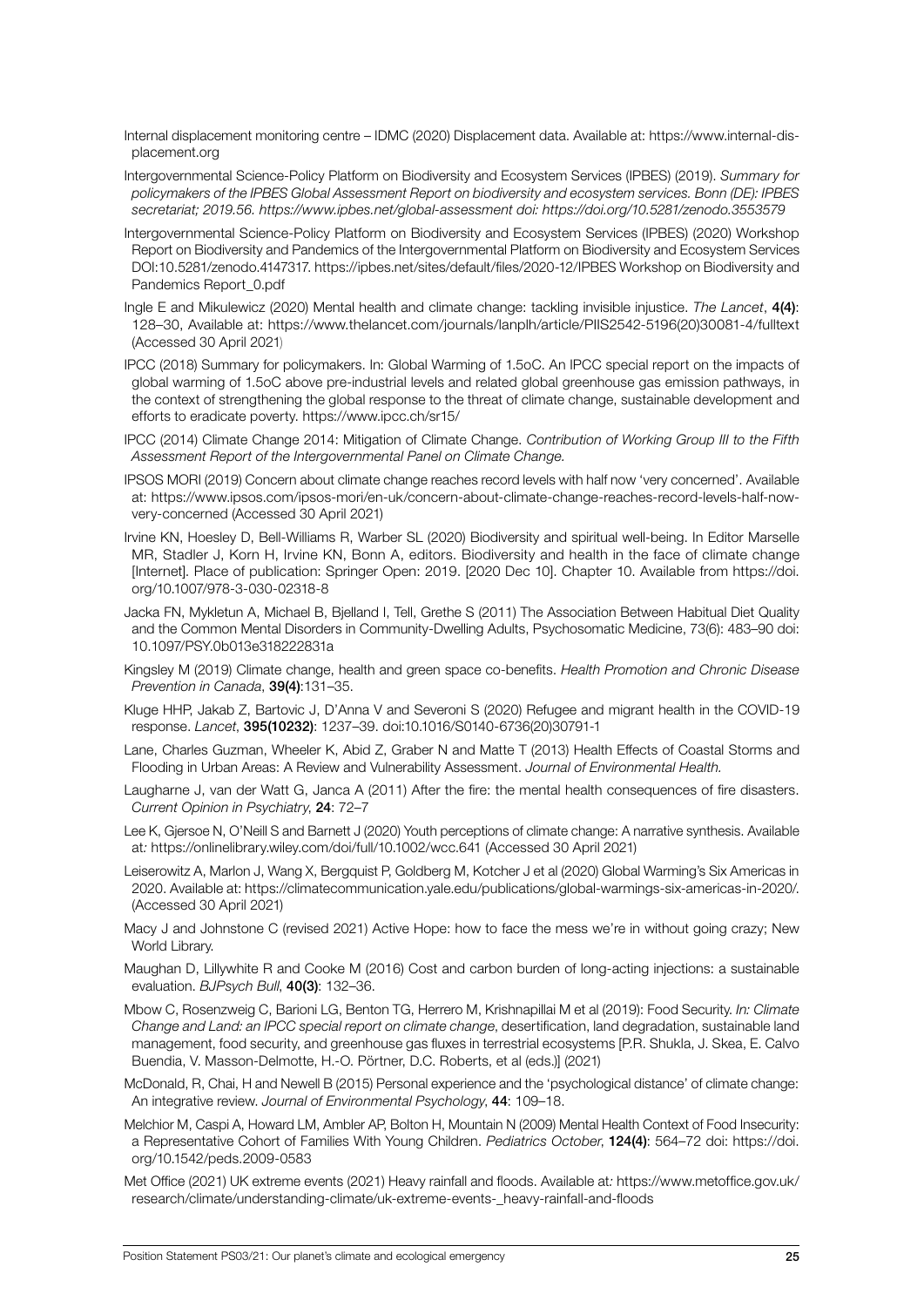Internal displacement monitoring centre – IDMC (2020) Displacement data. Available at: https://www.internal-displacement.org

Intergovernmental Science-Policy Platform on Biodiversity and Ecosystem Services (IPBES) (2019). *Summary for policymakers of the IPBES Global Assessment Report on biodiversity and ecosystem services. Bonn (DE): IPBES secretariat; 2019.56. https://www.ipbes.net/global-assessment doi: https://doi.org/10.5281/zenodo.3553579*

Intergovernmental Science-Policy Platform on Biodiversity and Ecosystem Services (IPBES) (2020) Workshop Report on Biodiversity and Pandemics of the Intergovernmental Platform on Biodiversity and Ecosystem Services DOI:10.5281/zenodo.4147317. https://ipbes.net/sites/default/files/2020-12/IPBES Workshop on Biodiversity and Pandemics Report_0.pdf

Ingle E and Mikulewicz (2020) Mental health and climate change: tackling invisible injustice. *The Lancet*, **4(4)**: 128–30, Available at: https://www.thelancet.com/journals/lanplh/article/PIIS2542-5196(20)30081-4/fulltext (Accessed 30 April 2021)

IPCC (2018) Summary for policymakers. In: Global Warming of 1.5oC. An IPCC special report on the impacts of global warming of 1.5oC above pre-industrial levels and related global greenhouse gas emission pathways, in the context of strengthening the global response to the threat of climate change, sustainable development and efforts to eradicate poverty. https://www.ipcc.ch/sr15/

IPCC (2014) Climate Change 2014: Mitigation of Climate Change. *Contribution of Working Group III to the Fifth Assessment Report of the Intergovernmental Panel on Climate Change.*

IPSOS MORI (2019) Concern about climate change reaches record levels with half now 'very concerned'. Available at: https://www.ipsos.com/ipsos-mori/en-uk/concern-about-climate-change-reaches-record-levels-half-now-very-concerned (Accessed 30 April 2021)

Irvine KN, Hoesley D, Bell-Williams R, Warber SL (2020) Biodiversity and spiritual well-being. In Editor Marselle MR, Stadler J, Korn H, Irvine KN, Bonn A, editors. Biodiversity and health in the face of climate change [Internet]. Place of publication: Springer Open: 2019. [2020 Dec 10]. Chapter 10. Available from https://doi.org/10.1007/978-3-030-02318-8

Jacka FN, Mykletun A, Michael B, Bjelland I, Tell, Grethe S (2011) The Association Between Habitual Diet Quality and the Common Mental Disorders in Community-Dwelling Adults, Psychosomatic Medicine, 73(6): 483–90 doi: 10.1097/PSY.0b013e318222831a

Kingsley M (2019) Climate change, health and green space co-benefits. *Health Promotion and Chronic Disease Prevention in Canada*, **39(4)**:131–35.

Kluge HHP, Jakab Z, Bartovic J, D'Anna V and Severoni S (2020) Refugee and migrant health in the COVID-19 response. *Lancet*, **395(10232)**: 1237–39. doi:10.1016/S0140-6736(20)30791-1

Lane, Charles Guzman, Wheeler K, Abid Z, Graber N and Matte T (2013) Health Effects of Coastal Storms and Flooding in Urban Areas: A Review and Vulnerability Assessment. *Journal of Environmental Health.*

Laugharne J, van der Watt G, Janca A (2011) After the fire: the mental health consequences of fire disasters. *Current Opinion in Psychiatry*, **24**: 72–7

Lee K, Gjersoe N, O'Neill S and Barnett J (2020) Youth perceptions of climate change: A narrative synthesis. Available at*:* https://onlinelibrary.wiley.com/doi/full/10.1002/wcc.641 (Accessed 30 April 2021)

Leiserowitz A, Marlon J, Wang X, Bergquist P, Goldberg M, Kotcher J et al (2020) Global Warming's Six Americas in 2020. Available at: https://climatecommunication.yale.edu/publications/global-warmings-six-americas-in-2020/. (Accessed 30 April 2021)

Macy J and Johnstone C (revised 2021) Active Hope: how to face the mess we're in without going crazy; New World Library.

Maughan D, Lillywhite R and Cooke M (2016) Cost and carbon burden of long-acting injections: a sustainable evaluation. *BJPsych Bull*, **40(3)**: 132–36.

Mbow C, Rosenzweig C, Barioni LG, Benton TG, Herrero M, Krishnapillai M et al (2019): Food Security. *In: Climate Change and Land: an IPCC special report on climate change*, desertification, land degradation, sustainable land management, food security, and greenhouse gas fluxes in terrestrial ecosystems [P.R. Shukla, J. Skea, E. Calvo Buendia, V. Masson-Delmotte, H.-O. Pörtner, D.C. Roberts, et al (eds.)] (2021)

McDonald, R, Chai, H and Newell B (2015) Personal experience and the 'psychological distance' of climate change: An integrative review. *Journal of Environmental Psychology*, **44**: 109–18.

Melchior M, Caspi A, Howard LM, Ambler AP, Bolton H, Mountain N (2009) Mental Health Context of Food Insecurity: a Representative Cohort of Families With Young Children. *Pediatrics October*, **124(4)**: 564–72 doi: https://doi.org/10.1542/peds.2009-0583

Met Office (2021) UK extreme events (2021) Heavy rainfall and floods. Available at*:* https://www.metoffice.gov.uk/research/climate/understanding-climate/uk-extreme-events-_heavy-rainfall-and-floods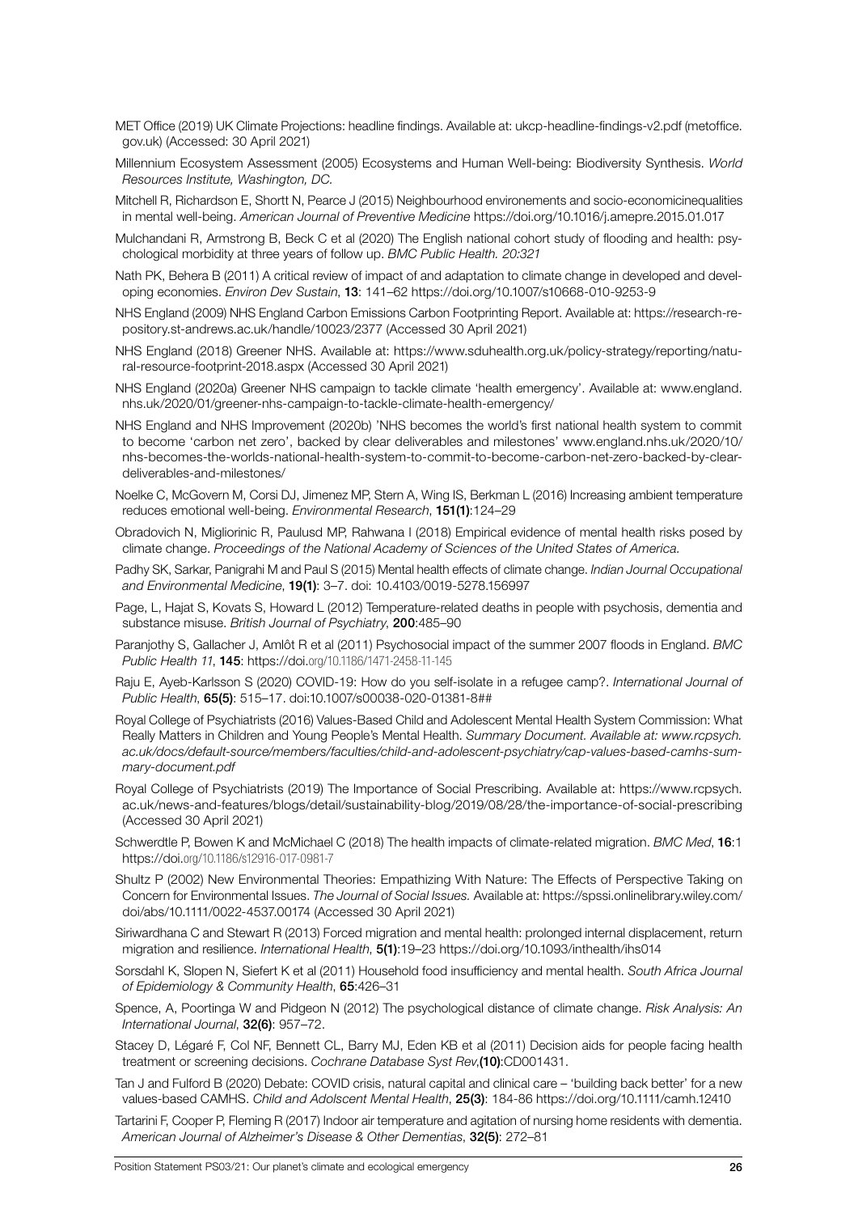MET Office (2019) UK Climate Projections: headline findings. Available at: ukcp-headline-findings-v2.pdf (metoffice.gov.uk) (Accessed: 30 April 2021)

Millennium Ecosystem Assessment (2005) Ecosystems and Human Well-being: Biodiversity Synthesis. *World Resources Institute, Washington, DC.*

Mitchell R, Richardson E, Shortt N, Pearce J (2015) Neighbourhood environements and socio-economicinequalities in mental well-being. *American Journal of Preventive Medicine* https://doi.org/10.1016/j.amepre.2015.01.017

Mulchandani R, Armstrong B, Beck C et al (2020) The English national cohort study of flooding and health: psychological morbidity at three years of follow up. *BMC Public Health. 20:321*

Nath PK, Behera B (2011) A critical review of impact of and adaptation to climate change in developed and developing economies. *Environ Dev Sustain*, **13**: 141–62 https://doi.org/10.1007/s10668-010-9253-9

NHS England (2009) NHS England Carbon Emissions Carbon Footprinting Report. Available at: https://research-repository.st-andrews.ac.uk/handle/10023/2377 (Accessed 30 April 2021)

NHS England (2018) Greener NHS. Available at: https://www.sduhealth.org.uk/policy-strategy/reporting/natural-resource-footprint-2018.aspx (Accessed 30 April 2021)

NHS England (2020a) Greener NHS campaign to tackle climate 'health emergency'. Available at: www.england.nhs.uk/2020/01/greener-nhs-campaign-to-tackle-climate-health-emergency/

NHS England and NHS Improvement (2020b) 'NHS becomes the world's first national health system to commit to become 'carbon net zero', backed by clear deliverables and milestones' www.england.nhs.uk/2020/10/nhs-becomes-the-worlds-national-health-system-to-commit-to-become-carbon-net-zero-backed-by-clear-deliverables-and-milestones/

Noelke C, McGovern M, Corsi DJ, Jimenez MP, Stern A, Wing IS, Berkman L (2016) Increasing ambient temperature reduces emotional well-being. *Environmental Research*, **151(1)**:124–29

Obradovich N, Migliorinic R, Paulusd MP, Rahwana I (2018) Empirical evidence of mental health risks posed by climate change. *Proceedings of the National Academy of Sciences of the United States of America.*

Padhy SK, Sarkar, Panigrahi M and Paul S (2015) Mental health effects of climate change. *Indian Journal Occupational and Environmental Medicine*, **19(1)**: 3–7. doi: 10.4103/0019-5278.156997

Page, L, Hajat S, Kovats S, Howard L (2012) Temperature-related deaths in people with psychosis, dementia and substance misuse. *British Journal of Psychiatry*, **200**:485–90

Paranjothy S, Gallacher J, Amlôt R et al (2011) Psychosocial impact of the summer 2007 floods in England. *BMC Public Health 11*, **145**: https://doi.org/10.1186/1471-2458-11-145

Raju E, Ayeb-Karlsson S (2020) COVID-19: How do you self-isolate in a refugee camp?. *International Journal of Public Health*, **65(5)**: 515–17. doi:10.1007/s00038-020-01381-8##

Royal College of Psychiatrists (2016) Values-Based Child and Adolescent Mental Health System Commission: What Really Matters in Children and Young People's Mental Health. *Summary Document. Available at: www.rcpsych.ac.uk/docs/default-source/members/faculties/child-and-adolescent-psychiatry/cap-values-based-camhs-summary-document.pdf*

Royal College of Psychiatrists (2019) The Importance of Social Prescribing. Available at: https://www.rcpsych.ac.uk/news-and-features/blogs/detail/sustainability-blog/2019/08/28/the-importance-of-social-prescribing (Accessed 30 April 2021)

Schwerdtle P, Bowen K and McMichael C (2018) The health impacts of climate-related migration. *BMC Med*, **16**:1 https://doi.org/10.1186/s12916-017-0981-7

Shultz P (2002) New Environmental Theories: Empathizing With Nature: The Effects of Perspective Taking on Concern for Environmental Issues. *The Journal of Social Issues.* Available at: https://spssi.onlinelibrary.wiley.com/doi/abs/10.1111/0022-4537.00174 (Accessed 30 April 2021)

Siriwardhana C and Stewart R (2013) Forced migration and mental health: prolonged internal displacement, return migration and resilience. *International Health*, **5(1)**:19–23 https://doi.org/10.1093/inthealth/ihs014

Sorsdahl K, Slopen N, Siefert K et al (2011) Household food insufficiency and mental health. *South Africa Journal of Epidemiology & Community Health*, **65**:426–31

Spence, A, Poortinga W and Pidgeon N (2012) The psychological distance of climate change. *Risk Analysis: An International Journal*, **32(6)**: 957–72.

Stacey D, Légaré F, Col NF, Bennett CL, Barry MJ, Eden KB et al (2011) Decision aids for people facing health treatment or screening decisions. *Cochrane Database Syst Rev*,**(10)**:CD001431.

Tan J and Fulford B (2020) Debate: COVID crisis, natural capital and clinical care – 'building back better' for a new values-based CAMHS. *Child and Adolscent Mental Health*, **25(3)**: 184-86 https://doi.org/10.1111/camh.12410

Tartarini F, Cooper P, Fleming R (2017) Indoor air temperature and agitation of nursing home residents with dementia. *American Journal of Alzheimer's Disease & Other Dementias*, **32(5)**: 272–81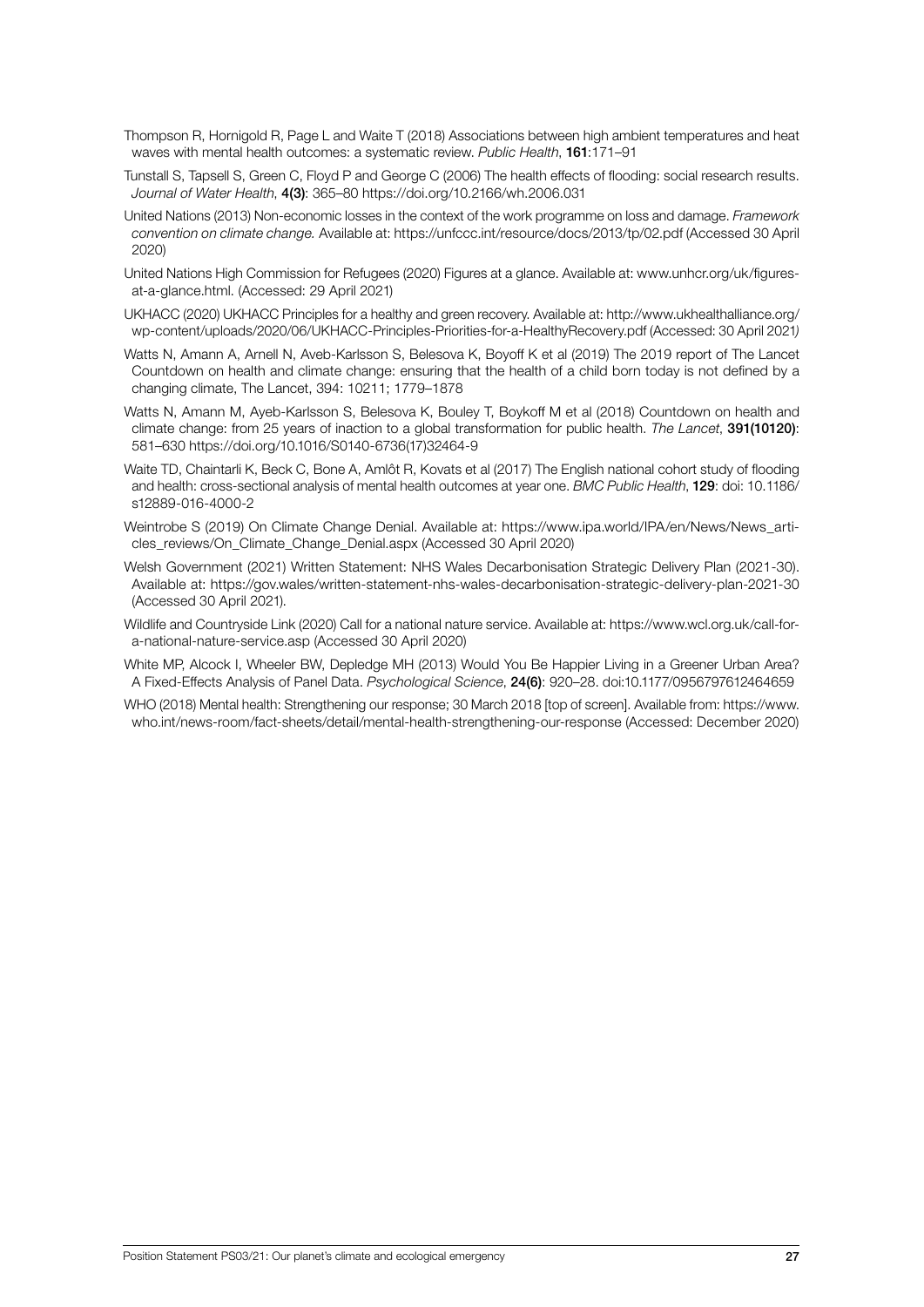Thompson R, Hornigold R, Page L and Waite T (2018) Associations between high ambient temperatures and heat waves with mental health outcomes: a systematic review. *Public Health*, **161**:171–91

Tunstall S, Tapsell S, Green C, Floyd P and George C (2006) The health effects of flooding: social research results. *Journal of Water Health*, **4(3)**: 365–80 https://doi.org/10.2166/wh.2006.031

United Nations (2013) Non-economic losses in the context of the work programme on loss and damage. *Framework convention on climate change.* Available at: https://unfccc.int/resource/docs/2013/tp/02.pdf (Accessed 30 April 2020)

United Nations High Commission for Refugees (2020) Figures at a glance. Available at: www.unhcr.org/uk/figures-at-a-glance.html. (Accessed: 29 April 2021)

UKHACC (2020) UKHACC Principles for a healthy and green recovery. Available at: http://www.ukhealthalliance.org/wp-content/uploads/2020/06/UKHACC-Principles-Priorities-for-a-HealthyRecovery.pdf (Accessed: 30 April 2021)

Watts N, Amann A, Arnell N, Aveb-Karlsson S, Belesova K, Boyoff K et al (2019) The 2019 report of The Lancet Countdown on health and climate change: ensuring that the health of a child born today is not defined by a changing climate, The Lancet, 394: 10211; 1779–1878

Watts N, Amann M, Ayeb-Karlsson S, Belesova K, Bouley T, Boykoff M et al (2018) Countdown on health and climate change: from 25 years of inaction to a global transformation for public health. *The Lancet*, **391(10120)**: 581–630 https://doi.org/10.1016/S0140-6736(17)32464-9

Waite TD, Chaintarli K, Beck C, Bone A, Amlôt R, Kovats et al (2017) The English national cohort study of flooding and health: cross-sectional analysis of mental health outcomes at year one. *BMC Public Health*, **129**: doi: 10.1186/s12889-016-4000-2

Weintrobe S (2019) On Climate Change Denial. Available at: https://www.ipa.world/IPA/en/News/News_articles_reviews/On_Climate_Change_Denial.aspx (Accessed 30 April 2020)

Welsh Government (2021) Written Statement: NHS Wales Decarbonisation Strategic Delivery Plan (2021-30). Available at: https://gov.wales/written-statement-nhs-wales-decarbonisation-strategic-delivery-plan-2021-30 (Accessed 30 April 2021).

Wildlife and Countryside Link (2020) Call for a national nature service. Available at: https://www.wcl.org.uk/call-for-a-national-nature-service.asp (Accessed 30 April 2020)

White MP, Alcock I, Wheeler BW, Depledge MH (2013) Would You Be Happier Living in a Greener Urban Area? A Fixed-Effects Analysis of Panel Data. *Psychological Science*, **24(6)**: 920–28. doi:10.1177/0956797612464659

WHO (2018) Mental health: Strengthening our response; 30 March 2018 [top of screen]. Available from: https://www.who.int/news-room/fact-sheets/detail/mental-health-strengthening-our-response (Accessed: December 2020)